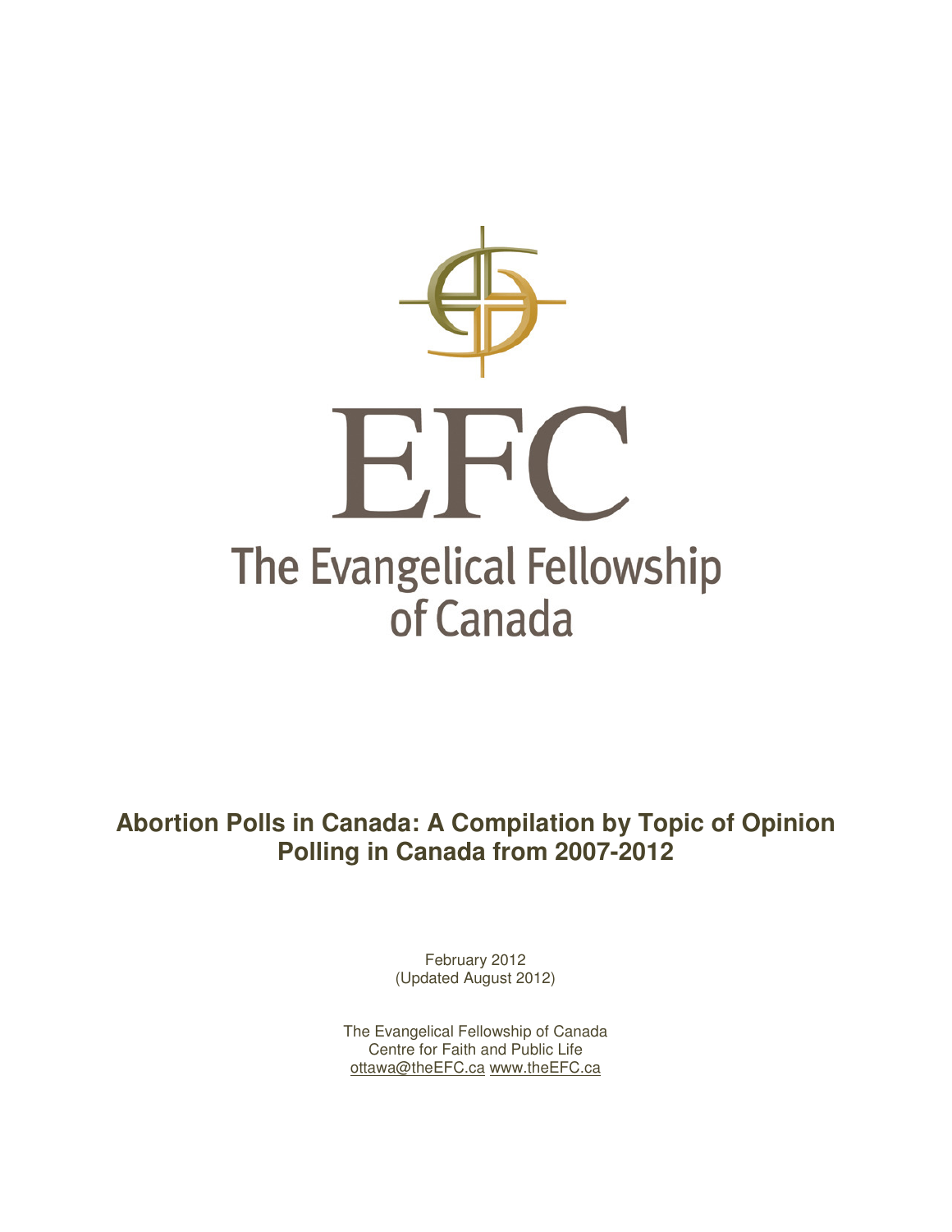EFC

The Evangelical Fellowship of Canada

# Abortion Polls in Canada: A Compilation by Topic of Opinion Polling in Canada from 2007-2012

February 2012
(Updated August 2012)

The Evangelical Fellowship of Canada
Centre for Faith and Public Life
ottawa@theEFC.ca www.theEFC.ca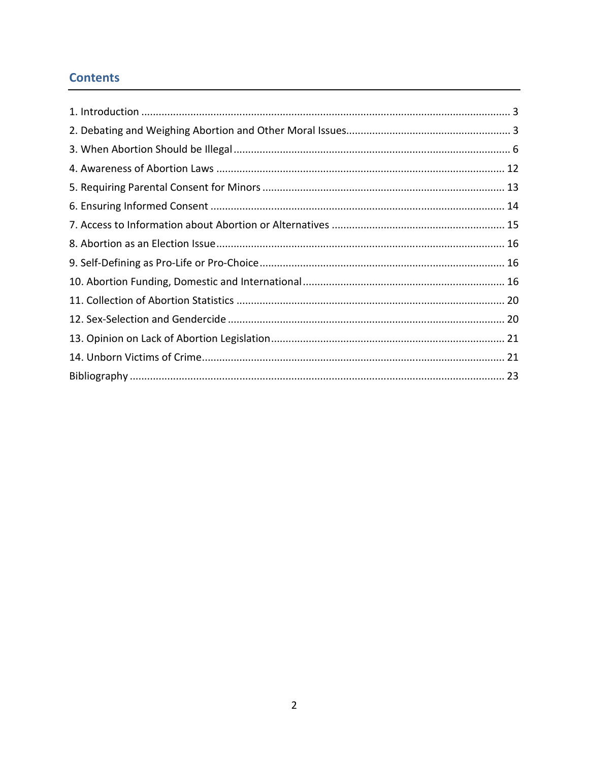## Contents

1. Introduction ............................................................................................................................. 3
2. Debating and Weighing Abortion and Other Moral Issues......................................................... 3
3. When Abortion Should be Illegal .............................................................................................. 6
4. Awareness of Abortion Laws ................................................................................................... 12
5. Requiring Parental Consent for Minors ................................................................................... 13
6. Ensuring Informed Consent ..................................................................................................... 14
7. Access to Information about Abortion or Alternatives ............................................................ 15
8. Abortion as an Election Issue................................................................................................... 16
9. Self-Defining as Pro-Life or Pro-Choice ................................................................................... 16
10. Abortion Funding, Domestic and International ..................................................................... 16
11. Collection of Abortion Statistics ............................................................................................ 20
12. Sex-Selection and Gendercide ............................................................................................... 20
13. Opinion on Lack of Abortion Legislation................................................................................ 21
14. Unborn Victims of Crime........................................................................................................ 21
Bibliography ................................................................................................................................ 23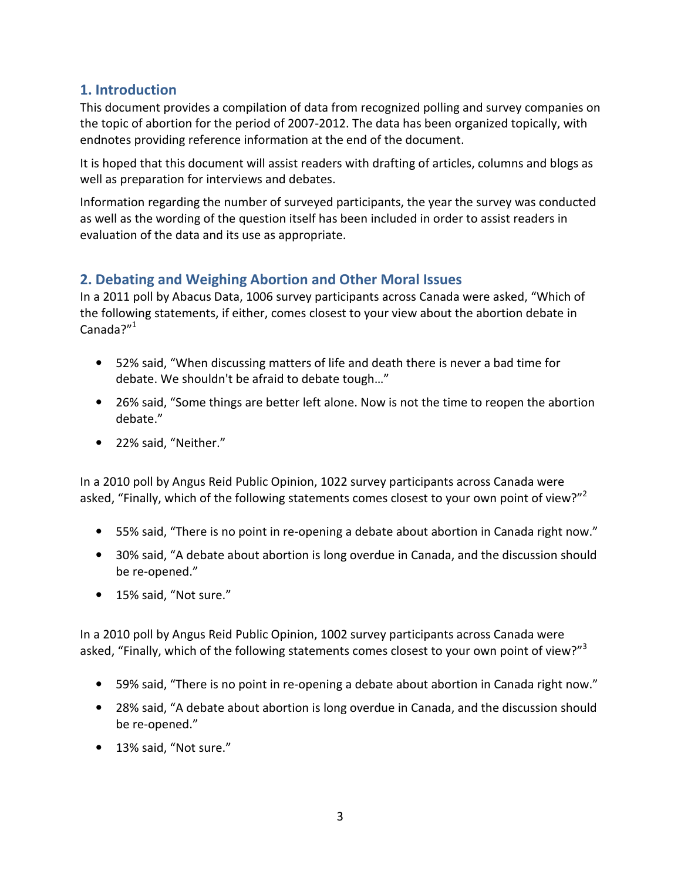## 1. Introduction

This document provides a compilation of data from recognized polling and survey companies on the topic of abortion for the period of 2007-2012. The data has been organized topically, with endnotes providing reference information at the end of the document.

It is hoped that this document will assist readers with drafting of articles, columns and blogs as well as preparation for interviews and debates.

Information regarding the number of surveyed participants, the year the survey was conducted as well as the wording of the question itself has been included in order to assist readers in evaluation of the data and its use as appropriate.

## 2. Debating and Weighing Abortion and Other Moral Issues

In a 2011 poll by Abacus Data, 1006 survey participants across Canada were asked, "Which of the following statements, if either, comes closest to your view about the abortion debate in Canada?"[1]

- 52% said, "When discussing matters of life and death there is never a bad time for debate. We shouldn't be afraid to debate tough…"
- 26% said, "Some things are better left alone. Now is not the time to reopen the abortion debate."
- 22% said, "Neither."

In a 2010 poll by Angus Reid Public Opinion, 1022 survey participants across Canada were asked, "Finally, which of the following statements comes closest to your own point of view?"[2]

- 55% said, "There is no point in re-opening a debate about abortion in Canada right now."
- 30% said, "A debate about abortion is long overdue in Canada, and the discussion should be re-opened."
- 15% said, "Not sure."

In a 2010 poll by Angus Reid Public Opinion, 1002 survey participants across Canada were asked, "Finally, which of the following statements comes closest to your own point of view?"[3]

- 59% said, "There is no point in re-opening a debate about abortion in Canada right now."
- 28% said, "A debate about abortion is long overdue in Canada, and the discussion should be re-opened."
- 13% said, "Not sure."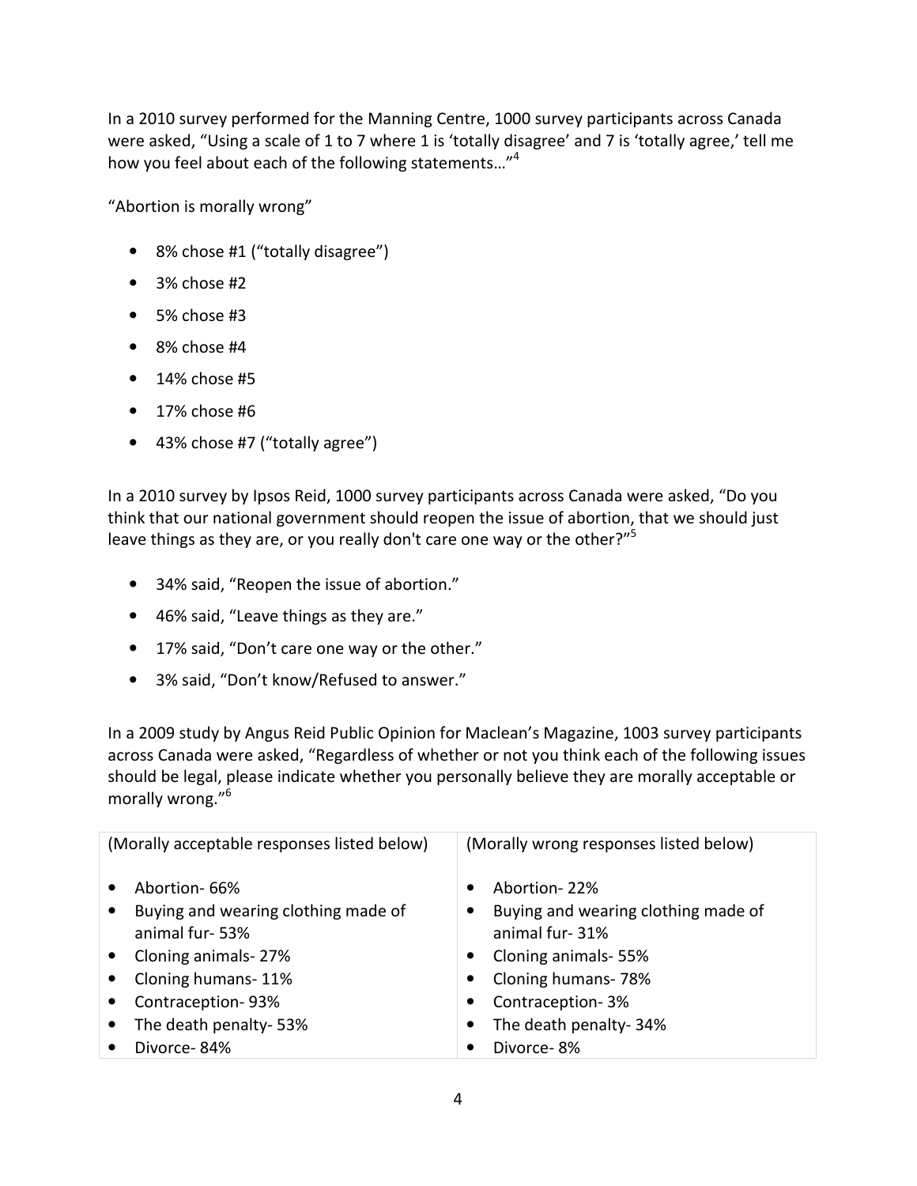In a 2010 survey performed for the Manning Centre, 1000 survey participants across Canada were asked, "Using a scale of 1 to 7 where 1 is 'totally disagree' and 7 is 'totally agree,' tell me how you feel about each of the following statements…"[4]

"Abortion is morally wrong"

- 8% chose #1 ("totally disagree")
- 3% chose #2
- 5% chose #3
- 8% chose #4
- 14% chose #5
- 17% chose #6
- 43% chose #7 ("totally agree")

In a 2010 survey by Ipsos Reid, 1000 survey participants across Canada were asked, "Do you think that our national government should reopen the issue of abortion, that we should just leave things as they are, or you really don't care one way or the other?"[5]

- 34% said, "Reopen the issue of abortion."
- 46% said, "Leave things as they are."
- 17% said, "Don't care one way or the other."
- 3% said, "Don't know/Refused to answer."

In a 2009 study by Angus Reid Public Opinion for Maclean's Magazine, 1003 survey participants across Canada were asked, "Regardless of whether or not you think each of the following issues should be legal, please indicate whether you personally believe they are morally acceptable or morally wrong."[6]

| (Morally acceptable responses listed below) | (Morally wrong responses listed below) |
|---|---|
| • Abortion- 66% | • Abortion- 22% |
| • Buying and wearing clothing made of animal fur- 53% | • Buying and wearing clothing made of animal fur- 31% |
| • Cloning animals- 27% | • Cloning animals- 55% |
| • Cloning humans- 11% | • Cloning humans- 78% |
| • Contraception- 93% | • Contraception- 3% |
| • The death penalty- 53% | • The death penalty- 34% |
| • Divorce- 84% | • Divorce- 8% |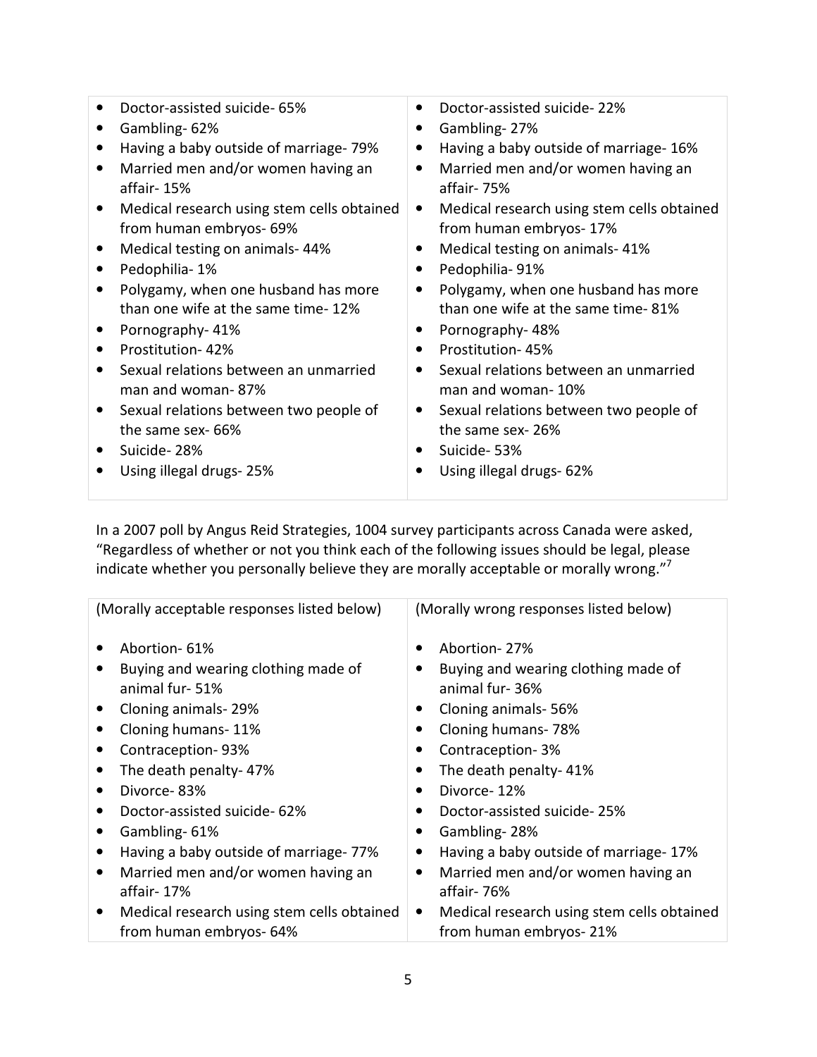| | |
|---|---|
| • Doctor-assisted suicide- 65%<br>• Gambling- 62%<br>• Having a baby outside of marriage- 79%<br>• Married men and/or women having an affair- 15%<br>• Medical research using stem cells obtained from human embryos- 69%<br>• Medical testing on animals- 44%<br>• Pedophilia- 1%<br>• Polygamy, when one husband has more than one wife at the same time- 12%<br>• Pornography- 41%<br>• Prostitution- 42%<br>• Sexual relations between an unmarried man and woman- 87%<br>• Sexual relations between two people of the same sex- 66%<br>• Suicide- 28%<br>• Using illegal drugs- 25% | • Doctor-assisted suicide- 22%<br>• Gambling- 27%<br>• Having a baby outside of marriage- 16%<br>• Married men and/or women having an affair- 75%<br>• Medical research using stem cells obtained from human embryos- 17%<br>• Medical testing on animals- 41%<br>• Pedophilia- 91%<br>• Polygamy, when one husband has more than one wife at the same time- 81%<br>• Pornography- 48%<br>• Prostitution- 45%<br>• Sexual relations between an unmarried man and woman- 10%<br>• Sexual relations between two people of the same sex- 26%<br>• Suicide- 53%<br>• Using illegal drugs- 62% |

In a 2007 poll by Angus Reid Strategies, 1004 survey participants across Canada were asked, "Regardless of whether or not you think each of the following issues should be legal, please indicate whether you personally believe they are morally acceptable or morally wrong."[7]

| (Morally acceptable responses listed below) | (Morally wrong responses listed below) |
|---|---|
| • Abortion- 61%<br>• Buying and wearing clothing made of animal fur- 51%<br>• Cloning animals- 29%<br>• Cloning humans- 11%<br>• Contraception- 93%<br>• The death penalty- 47%<br>• Divorce- 83%<br>• Doctor-assisted suicide- 62%<br>• Gambling- 61%<br>• Having a baby outside of marriage- 77%<br>• Married men and/or women having an affair- 17%<br>• Medical research using stem cells obtained from human embryos- 64% | • Abortion- 27%<br>• Buying and wearing clothing made of animal fur- 36%<br>• Cloning animals- 56%<br>• Cloning humans- 78%<br>• Contraception- 3%<br>• The death penalty- 41%<br>• Divorce- 12%<br>• Doctor-assisted suicide- 25%<br>• Gambling- 28%<br>• Having a baby outside of marriage- 17%<br>• Married men and/or women having an affair- 76%<br>• Medical research using stem cells obtained from human embryos- 21% |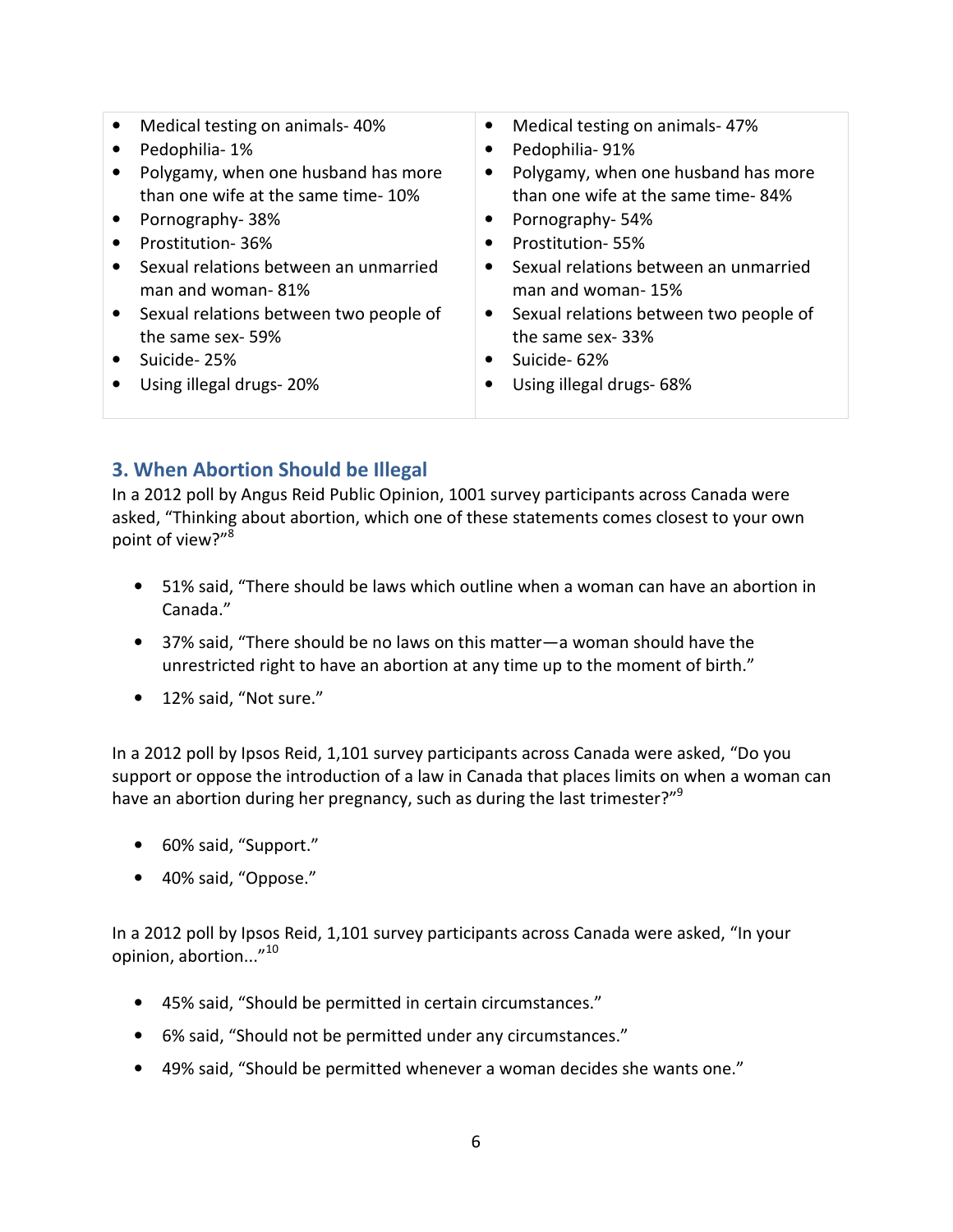| | |
|---|---|
| • Medical testing on animals- 40%<br>• Pedophilia- 1%<br>• Polygamy, when one husband has more than one wife at the same time- 10%<br>• Pornography- 38%<br>• Prostitution- 36%<br>• Sexual relations between an unmarried man and woman- 81%<br>• Sexual relations between two people of the same sex- 59%<br>• Suicide- 25%<br>• Using illegal drugs- 20% | • Medical testing on animals- 47%<br>• Pedophilia- 91%<br>• Polygamy, when one husband has more than one wife at the same time- 84%<br>• Pornography- 54%<br>• Prostitution- 55%<br>• Sexual relations between an unmarried man and woman- 15%<br>• Sexual relations between two people of the same sex- 33%<br>• Suicide- 62%<br>• Using illegal drugs- 68% |

## 3. When Abortion Should be Illegal

In a 2012 poll by Angus Reid Public Opinion, 1001 survey participants across Canada were asked, "Thinking about abortion, which one of these statements comes closest to your own point of view?"[8]

- 51% said, "There should be laws which outline when a woman can have an abortion in Canada."
- 37% said, "There should be no laws on this matter—a woman should have the unrestricted right to have an abortion at any time up to the moment of birth."
- 12% said, "Not sure."

In a 2012 poll by Ipsos Reid, 1,101 survey participants across Canada were asked, "Do you support or oppose the introduction of a law in Canada that places limits on when a woman can have an abortion during her pregnancy, such as during the last trimester?"[9]

- 60% said, "Support."
- 40% said, "Oppose."

In a 2012 poll by Ipsos Reid, 1,101 survey participants across Canada were asked, "In your opinion, abortion..."[10]

- 45% said, "Should be permitted in certain circumstances."
- 6% said, "Should not be permitted under any circumstances."
- 49% said, "Should be permitted whenever a woman decides she wants one."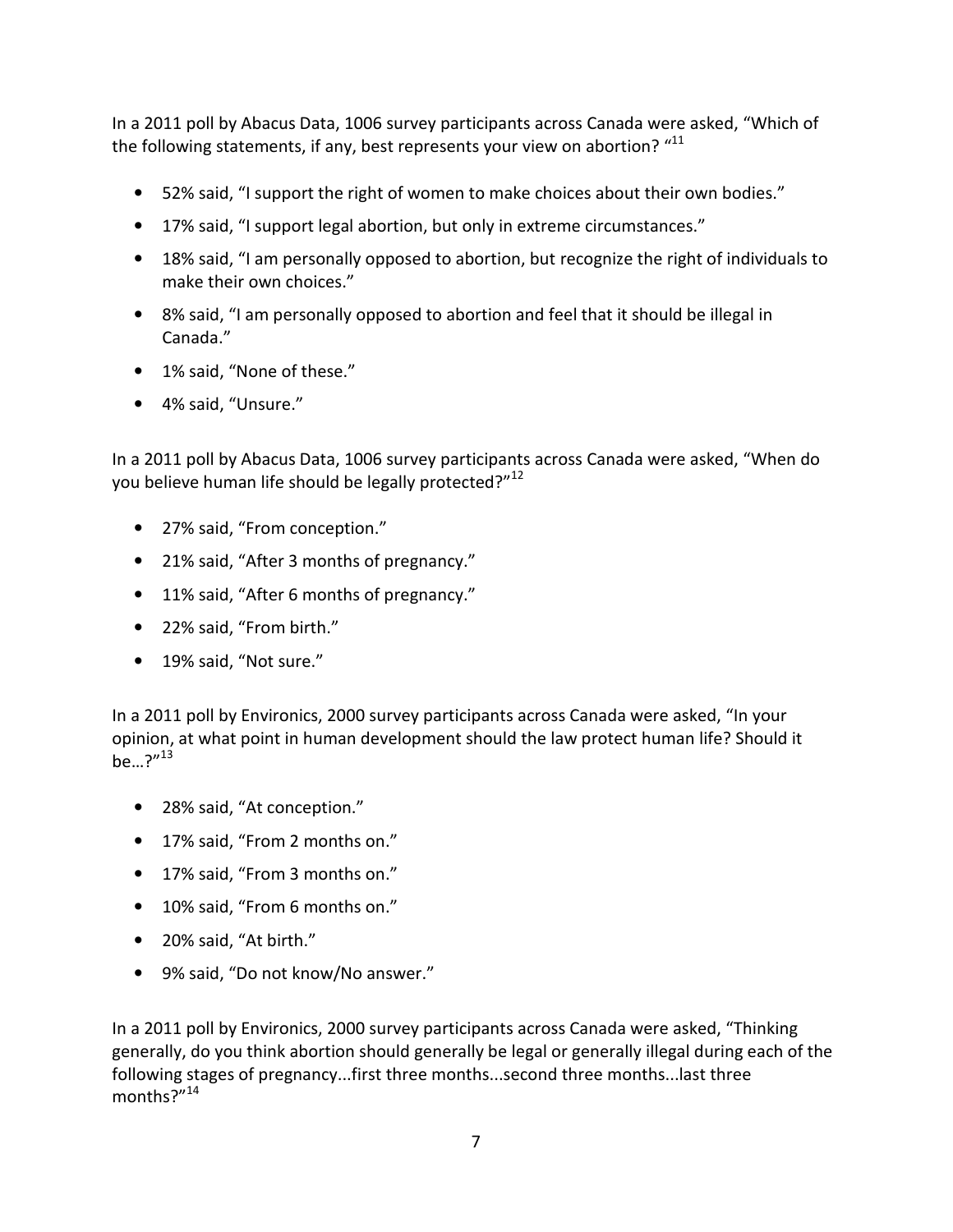In a 2011 poll by Abacus Data, 1006 survey participants across Canada were asked, "Which of the following statements, if any, best represents your view on abortion? "[11]

- 52% said, "I support the right of women to make choices about their own bodies."
- 17% said, "I support legal abortion, but only in extreme circumstances."
- 18% said, "I am personally opposed to abortion, but recognize the right of individuals to make their own choices."
- 8% said, "I am personally opposed to abortion and feel that it should be illegal in Canada."
- 1% said, "None of these."
- 4% said, "Unsure."

In a 2011 poll by Abacus Data, 1006 survey participants across Canada were asked, "When do you believe human life should be legally protected?"[12]

- 27% said, "From conception."
- 21% said, "After 3 months of pregnancy."
- 11% said, "After 6 months of pregnancy."
- 22% said, "From birth."
- 19% said, "Not sure."

In a 2011 poll by Environics, 2000 survey participants across Canada were asked, "In your opinion, at what point in human development should the law protect human life? Should it be…?"[13]

- 28% said, "At conception."
- 17% said, "From 2 months on."
- 17% said, "From 3 months on."
- 10% said, "From 6 months on."
- 20% said, "At birth."
- 9% said, "Do not know/No answer."

In a 2011 poll by Environics, 2000 survey participants across Canada were asked, "Thinking generally, do you think abortion should generally be legal or generally illegal during each of the following stages of pregnancy...first three months...second three months...last three months?"[14]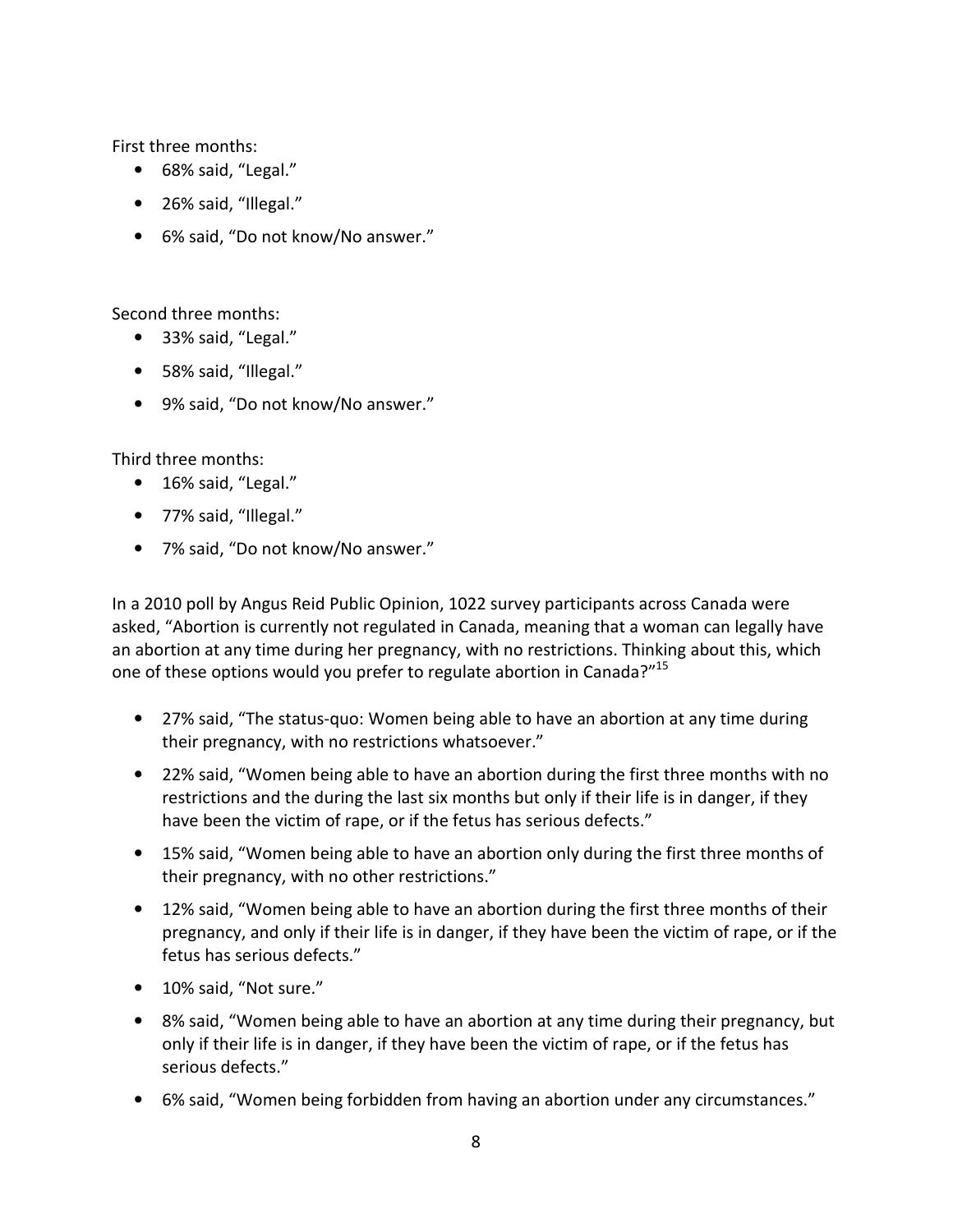First three months:

- 68% said, “Legal.”
- 26% said, “Illegal.”
- 6% said, “Do not know/No answer.”

Second three months:

- 33% said, “Legal.”
- 58% said, “Illegal.”
- 9% said, “Do not know/No answer.”

Third three months:

- 16% said, “Legal.”
- 77% said, “Illegal.”
- 7% said, “Do not know/No answer.”

In a 2010 poll by Angus Reid Public Opinion, 1022 survey participants across Canada were asked, “Abortion is currently not regulated in Canada, meaning that a woman can legally have an abortion at any time during her pregnancy, with no restrictions. Thinking about this, which one of these options would you prefer to regulate abortion in Canada?”[15]

- 27% said, “The status-quo: Women being able to have an abortion at any time during their pregnancy, with no restrictions whatsoever.”
- 22% said, “Women being able to have an abortion during the first three months with no restrictions and the during the last six months but only if their life is in danger, if they have been the victim of rape, or if the fetus has serious defects.”
- 15% said, “Women being able to have an abortion only during the first three months of their pregnancy, with no other restrictions.”
- 12% said, “Women being able to have an abortion during the first three months of their pregnancy, and only if their life is in danger, if they have been the victim of rape, or if the fetus has serious defects.”
- 10% said, “Not sure.”
- 8% said, “Women being able to have an abortion at any time during their pregnancy, but only if their life is in danger, if they have been the victim of rape, or if the fetus has serious defects.”
- 6% said, “Women being forbidden from having an abortion under any circumstances.”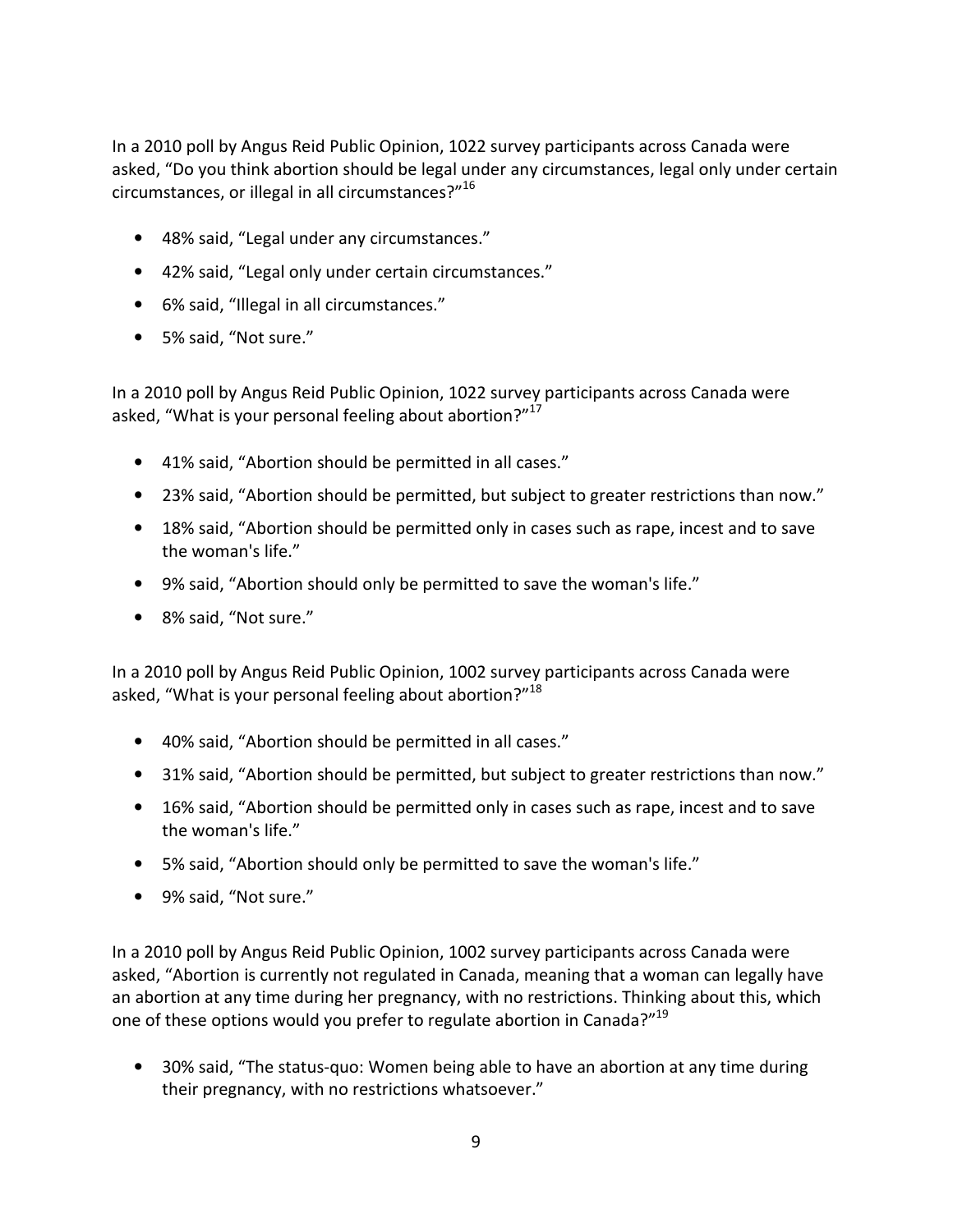In a 2010 poll by Angus Reid Public Opinion, 1022 survey participants across Canada were asked, "Do you think abortion should be legal under any circumstances, legal only under certain circumstances, or illegal in all circumstances?"[16]

- 48% said, "Legal under any circumstances."
- 42% said, "Legal only under certain circumstances."
- 6% said, "Illegal in all circumstances."
- 5% said, "Not sure."

In a 2010 poll by Angus Reid Public Opinion, 1022 survey participants across Canada were asked, "What is your personal feeling about abortion?"[17]

- 41% said, "Abortion should be permitted in all cases."
- 23% said, "Abortion should be permitted, but subject to greater restrictions than now."
- 18% said, "Abortion should be permitted only in cases such as rape, incest and to save the woman's life."
- 9% said, "Abortion should only be permitted to save the woman's life."
- 8% said, "Not sure."

In a 2010 poll by Angus Reid Public Opinion, 1002 survey participants across Canada were asked, "What is your personal feeling about abortion?"[18]

- 40% said, "Abortion should be permitted in all cases."
- 31% said, "Abortion should be permitted, but subject to greater restrictions than now."
- 16% said, "Abortion should be permitted only in cases such as rape, incest and to save the woman's life."
- 5% said, "Abortion should only be permitted to save the woman's life."
- 9% said, "Not sure."

In a 2010 poll by Angus Reid Public Opinion, 1002 survey participants across Canada were asked, "Abortion is currently not regulated in Canada, meaning that a woman can legally have an abortion at any time during her pregnancy, with no restrictions. Thinking about this, which one of these options would you prefer to regulate abortion in Canada?"[19]

- 30% said, "The status-quo: Women being able to have an abortion at any time during their pregnancy, with no restrictions whatsoever."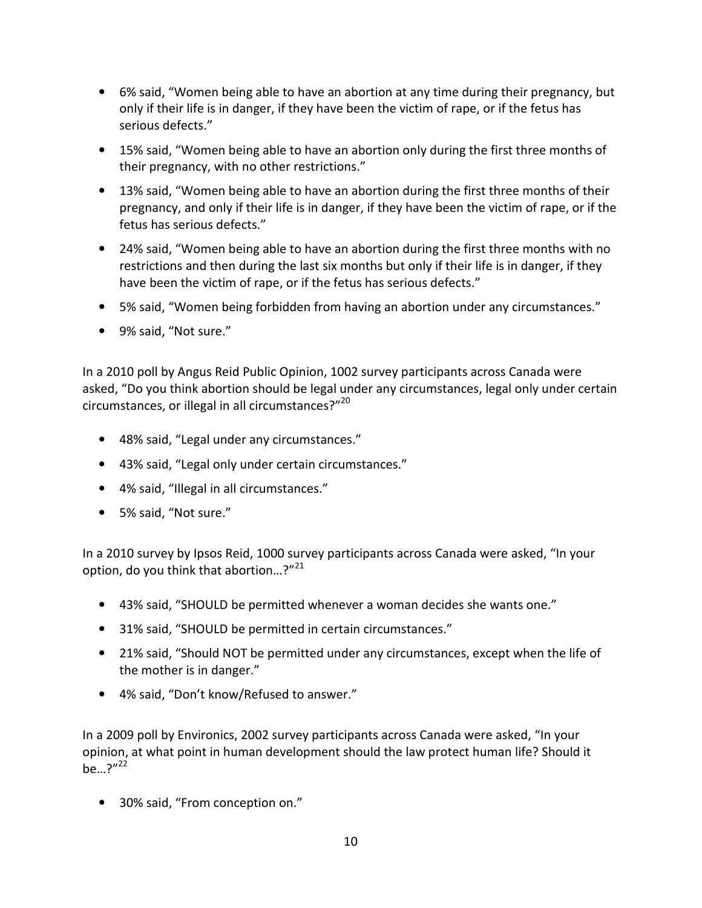- 6% said, "Women being able to have an abortion at any time during their pregnancy, but only if their life is in danger, if they have been the victim of rape, or if the fetus has serious defects."
- 15% said, "Women being able to have an abortion only during the first three months of their pregnancy, with no other restrictions."
- 13% said, "Women being able to have an abortion during the first three months of their pregnancy, and only if their life is in danger, if they have been the victim of rape, or if the fetus has serious defects."
- 24% said, "Women being able to have an abortion during the first three months with no restrictions and then during the last six months but only if their life is in danger, if they have been the victim of rape, or if the fetus has serious defects."
- 5% said, "Women being forbidden from having an abortion under any circumstances."
- 9% said, "Not sure."

In a 2010 poll by Angus Reid Public Opinion, 1002 survey participants across Canada were asked, "Do you think abortion should be legal under any circumstances, legal only under certain circumstances, or illegal in all circumstances?"[20]

- 48% said, "Legal under any circumstances."
- 43% said, "Legal only under certain circumstances."
- 4% said, "Illegal in all circumstances."
- 5% said, "Not sure."

In a 2010 survey by Ipsos Reid, 1000 survey participants across Canada were asked, "In your option, do you think that abortion…?"[21]

- 43% said, "SHOULD be permitted whenever a woman decides she wants one."
- 31% said, "SHOULD be permitted in certain circumstances."
- 21% said, "Should NOT be permitted under any circumstances, except when the life of the mother is in danger."
- 4% said, "Don't know/Refused to answer."

In a 2009 poll by Environics, 2002 survey participants across Canada were asked, "In your opinion, at what point in human development should the law protect human life? Should it be…?"[22]

- 30% said, "From conception on."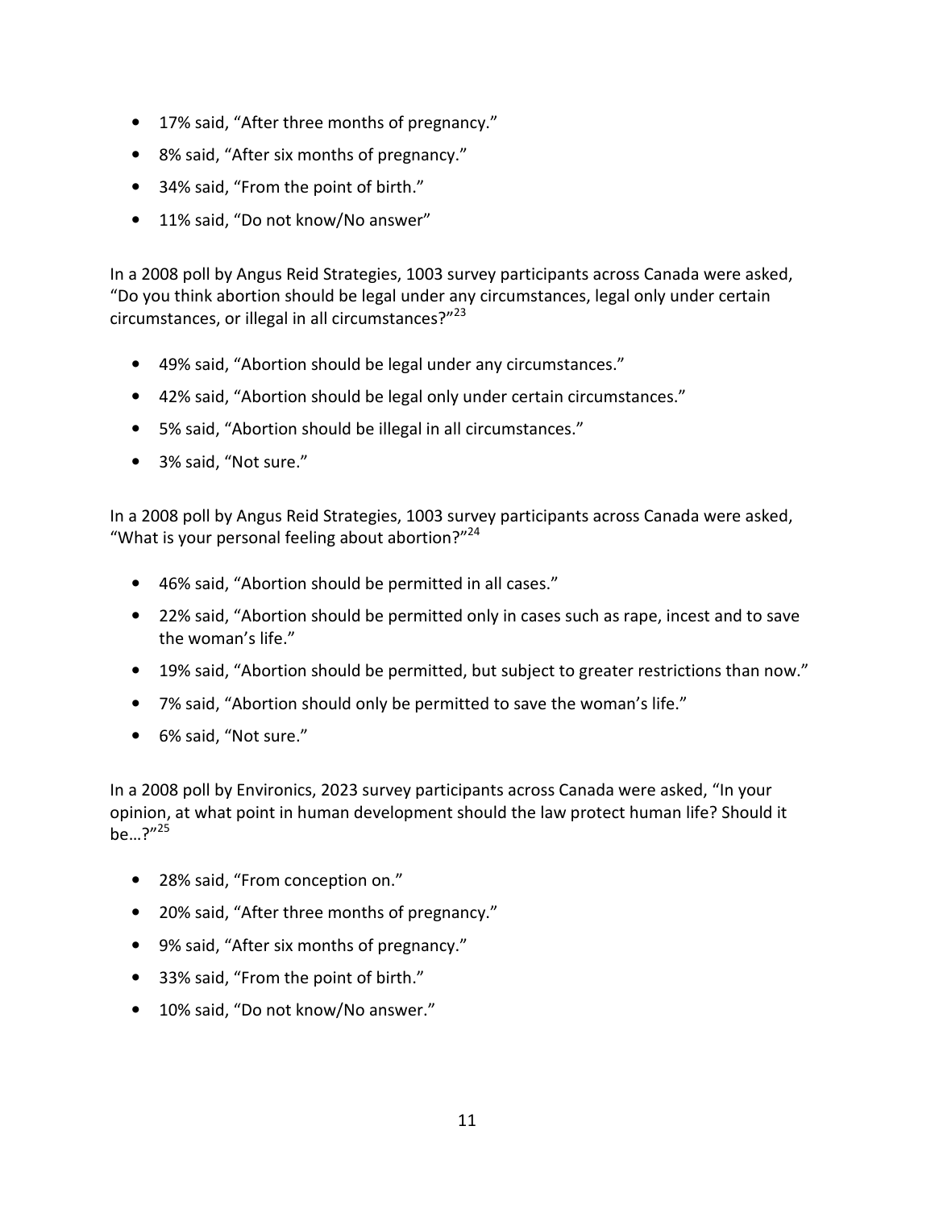- 17% said, "After three months of pregnancy."
- 8% said, "After six months of pregnancy."
- 34% said, "From the point of birth."
- 11% said, "Do not know/No answer"

In a 2008 poll by Angus Reid Strategies, 1003 survey participants across Canada were asked, "Do you think abortion should be legal under any circumstances, legal only under certain circumstances, or illegal in all circumstances?"[23]

- 49% said, "Abortion should be legal under any circumstances."
- 42% said, "Abortion should be legal only under certain circumstances."
- 5% said, "Abortion should be illegal in all circumstances."
- 3% said, "Not sure."

In a 2008 poll by Angus Reid Strategies, 1003 survey participants across Canada were asked, "What is your personal feeling about abortion?"[24]

- 46% said, "Abortion should be permitted in all cases."
- 22% said, "Abortion should be permitted only in cases such as rape, incest and to save the woman's life."
- 19% said, "Abortion should be permitted, but subject to greater restrictions than now."
- 7% said, "Abortion should only be permitted to save the woman's life."
- 6% said, "Not sure."

In a 2008 poll by Environics, 2023 survey participants across Canada were asked, "In your opinion, at what point in human development should the law protect human life? Should it be…?"[25]

- 28% said, "From conception on."
- 20% said, "After three months of pregnancy."
- 9% said, "After six months of pregnancy."
- 33% said, "From the point of birth."
- 10% said, "Do not know/No answer."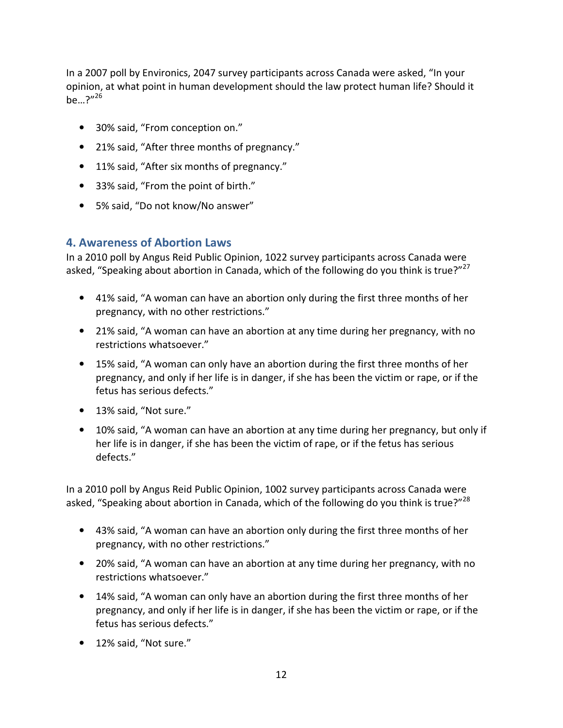In a 2007 poll by Environics, 2047 survey participants across Canada were asked, "In your opinion, at what point in human development should the law protect human life? Should it be…?"[26]

- 30% said, "From conception on."
- 21% said, "After three months of pregnancy."
- 11% said, "After six months of pregnancy."
- 33% said, "From the point of birth."
- 5% said, "Do not know/No answer"

### 4. Awareness of Abortion Laws

In a 2010 poll by Angus Reid Public Opinion, 1022 survey participants across Canada were asked, "Speaking about abortion in Canada, which of the following do you think is true?"[27]

- 41% said, "A woman can have an abortion only during the first three months of her pregnancy, with no other restrictions."
- 21% said, "A woman can have an abortion at any time during her pregnancy, with no restrictions whatsoever."
- 15% said, "A woman can only have an abortion during the first three months of her pregnancy, and only if her life is in danger, if she has been the victim or rape, or if the fetus has serious defects."
- 13% said, "Not sure."
- 10% said, "A woman can have an abortion at any time during her pregnancy, but only if her life is in danger, if she has been the victim of rape, or if the fetus has serious defects."

In a 2010 poll by Angus Reid Public Opinion, 1002 survey participants across Canada were asked, "Speaking about abortion in Canada, which of the following do you think is true?"[28]

- 43% said, "A woman can have an abortion only during the first three months of her pregnancy, with no other restrictions."
- 20% said, "A woman can have an abortion at any time during her pregnancy, with no restrictions whatsoever."
- 14% said, "A woman can only have an abortion during the first three months of her pregnancy, and only if her life is in danger, if she has been the victim or rape, or if the fetus has serious defects."
- 12% said, "Not sure."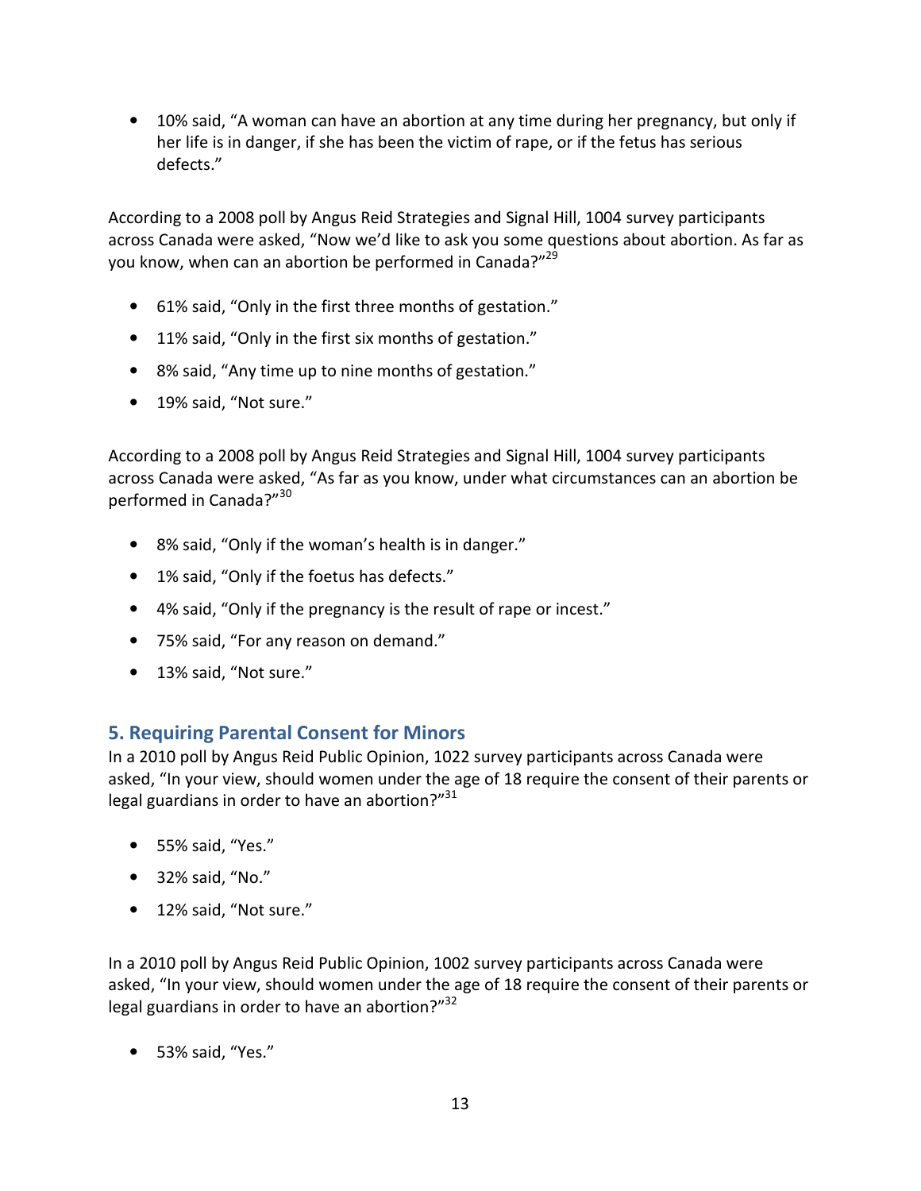- 10% said, "A woman can have an abortion at any time during her pregnancy, but only if her life is in danger, if she has been the victim of rape, or if the fetus has serious defects."

According to a 2008 poll by Angus Reid Strategies and Signal Hill, 1004 survey participants across Canada were asked, "Now we'd like to ask you some questions about abortion. As far as you know, when can an abortion be performed in Canada?"[29]

- 61% said, "Only in the first three months of gestation."
- 11% said, "Only in the first six months of gestation."
- 8% said, "Any time up to nine months of gestation."
- 19% said, "Not sure."

According to a 2008 poll by Angus Reid Strategies and Signal Hill, 1004 survey participants across Canada were asked, "As far as you know, under what circumstances can an abortion be performed in Canada?"[30]

- 8% said, "Only if the woman's health is in danger."
- 1% said, "Only if the foetus has defects."
- 4% said, "Only if the pregnancy is the result of rape or incest."
- 75% said, "For any reason on demand."
- 13% said, "Not sure."

## 5. Requiring Parental Consent for Minors

In a 2010 poll by Angus Reid Public Opinion, 1022 survey participants across Canada were asked, "In your view, should women under the age of 18 require the consent of their parents or legal guardians in order to have an abortion?"[31]

- 55% said, "Yes."
- 32% said, "No."
- 12% said, "Not sure."

In a 2010 poll by Angus Reid Public Opinion, 1002 survey participants across Canada were asked, "In your view, should women under the age of 18 require the consent of their parents or legal guardians in order to have an abortion?"[32]

- 53% said, "Yes."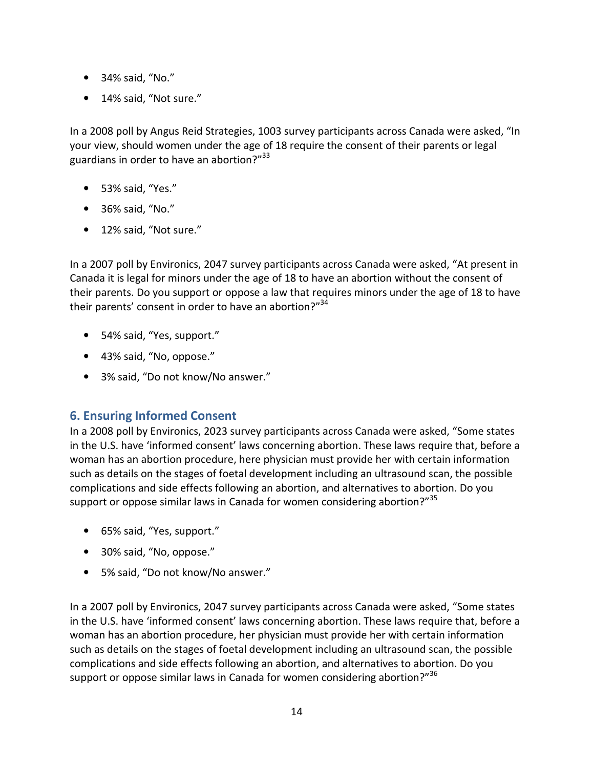- 34% said, “No.”
- 14% said, “Not sure.”

In a 2008 poll by Angus Reid Strategies, 1003 survey participants across Canada were asked, “In your view, should women under the age of 18 require the consent of their parents or legal guardians in order to have an abortion?”[33]

- 53% said, “Yes.”
- 36% said, “No.”
- 12% said, “Not sure.”

In a 2007 poll by Environics, 2047 survey participants across Canada were asked, “At present in Canada it is legal for minors under the age of 18 to have an abortion without the consent of their parents. Do you support or oppose a law that requires minors under the age of 18 to have their parents’ consent in order to have an abortion?”[34]

- 54% said, “Yes, support.”
- 43% said, “No, oppose.”
- 3% said, “Do not know/No answer.”

## 6. Ensuring Informed Consent

In a 2008 poll by Environics, 2023 survey participants across Canada were asked, “Some states in the U.S. have ‘informed consent’ laws concerning abortion. These laws require that, before a woman has an abortion procedure, here physician must provide her with certain information such as details on the stages of foetal development including an ultrasound scan, the possible complications and side effects following an abortion, and alternatives to abortion. Do you support or oppose similar laws in Canada for women considering abortion?”[35]

- 65% said, “Yes, support.”
- 30% said, “No, oppose.”
- 5% said, “Do not know/No answer.”

In a 2007 poll by Environics, 2047 survey participants across Canada were asked, “Some states in the U.S. have ‘informed consent’ laws concerning abortion. These laws require that, before a woman has an abortion procedure, her physician must provide her with certain information such as details on the stages of foetal development including an ultrasound scan, the possible complications and side effects following an abortion, and alternatives to abortion. Do you support or oppose similar laws in Canada for women considering abortion?”[36]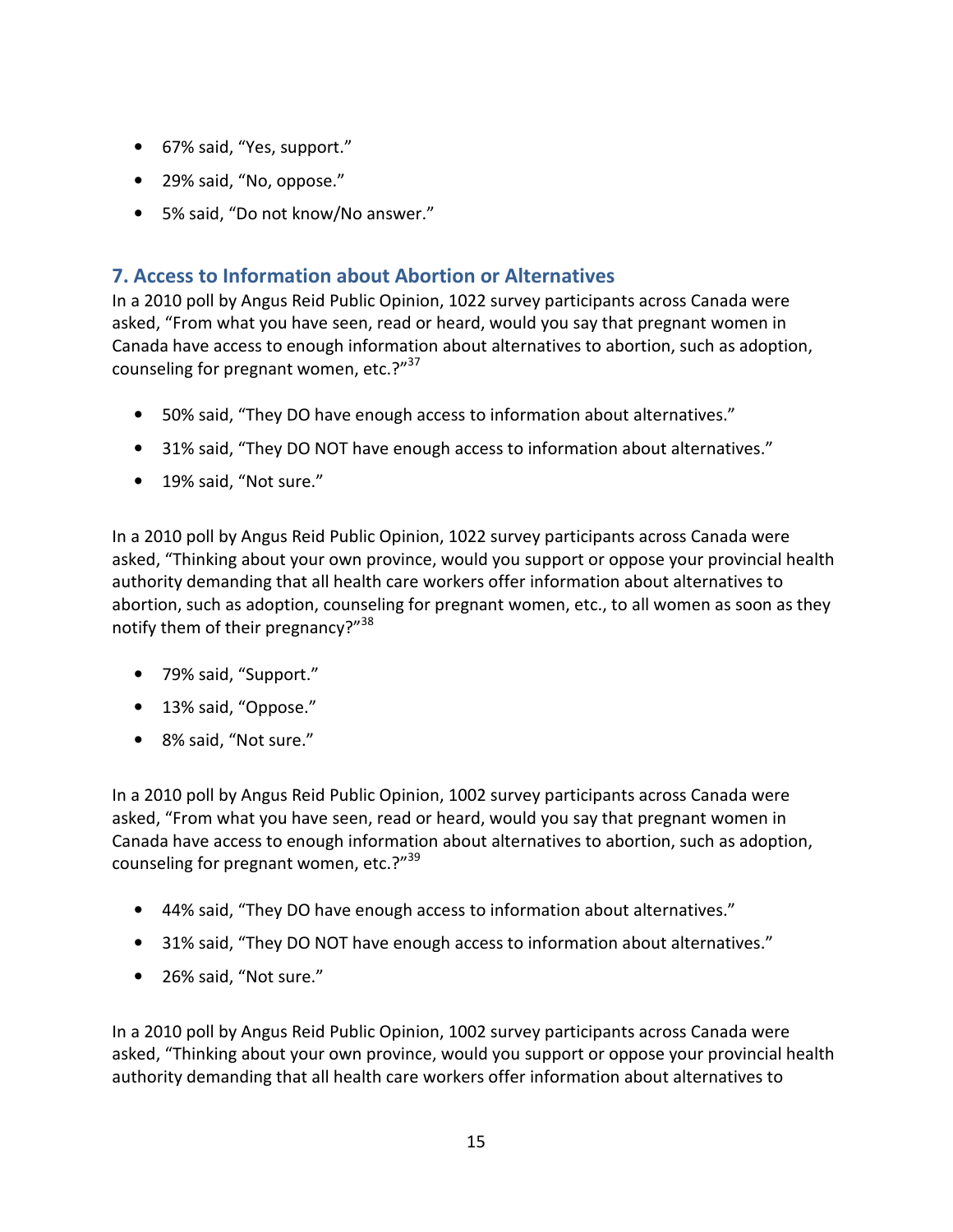- 67% said, “Yes, support.”
- 29% said, “No, oppose.”
- 5% said, “Do not know/No answer.”

## 7. Access to Information about Abortion or Alternatives

In a 2010 poll by Angus Reid Public Opinion, 1022 survey participants across Canada were asked, “From what you have seen, read or heard, would you say that pregnant women in Canada have access to enough information about alternatives to abortion, such as adoption, counseling for pregnant women, etc.?”[37]

- 50% said, “They DO have enough access to information about alternatives.”
- 31% said, “They DO NOT have enough access to information about alternatives.”
- 19% said, “Not sure.”

In a 2010 poll by Angus Reid Public Opinion, 1022 survey participants across Canada were asked, “Thinking about your own province, would you support or oppose your provincial health authority demanding that all health care workers offer information about alternatives to abortion, such as adoption, counseling for pregnant women, etc., to all women as soon as they notify them of their pregnancy?”[38]

- 79% said, “Support.”
- 13% said, “Oppose.”
- 8% said, “Not sure.”

In a 2010 poll by Angus Reid Public Opinion, 1002 survey participants across Canada were asked, “From what you have seen, read or heard, would you say that pregnant women in Canada have access to enough information about alternatives to abortion, such as adoption, counseling for pregnant women, etc.?”[39]

- 44% said, “They DO have enough access to information about alternatives.”
- 31% said, “They DO NOT have enough access to information about alternatives.”
- 26% said, “Not sure.”

In a 2010 poll by Angus Reid Public Opinion, 1002 survey participants across Canada were asked, “Thinking about your own province, would you support or oppose your provincial health authority demanding that all health care workers offer information about alternatives to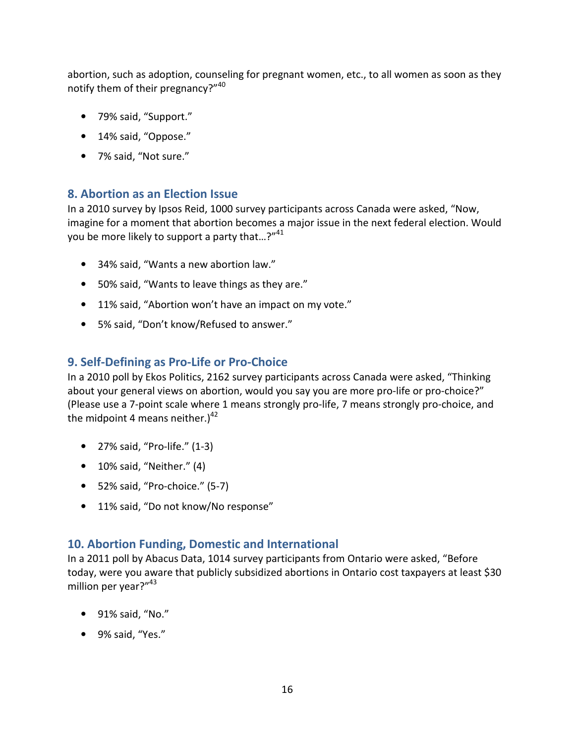abortion, such as adoption, counseling for pregnant women, etc., to all women as soon as they notify them of their pregnancy?"[40]

- 79% said, "Support."
- 14% said, "Oppose."
- 7% said, "Not sure."

## 8. Abortion as an Election Issue

In a 2010 survey by Ipsos Reid, 1000 survey participants across Canada were asked, "Now, imagine for a moment that abortion becomes a major issue in the next federal election. Would you be more likely to support a party that…?"[41]

- 34% said, "Wants a new abortion law."
- 50% said, "Wants to leave things as they are."
- 11% said, "Abortion won't have an impact on my vote."
- 5% said, "Don't know/Refused to answer."

## 9. Self-Defining as Pro-Life or Pro-Choice

In a 2010 poll by Ekos Politics, 2162 survey participants across Canada were asked, "Thinking about your general views on abortion, would you say you are more pro-life or pro-choice?" (Please use a 7-point scale where 1 means strongly pro-life, 7 means strongly pro-choice, and the midpoint 4 means neither.)[42]

- 27% said, "Pro-life." (1-3)
- 10% said, "Neither." (4)
- 52% said, "Pro-choice." (5-7)
- 11% said, "Do not know/No response"

## 10. Abortion Funding, Domestic and International

In a 2011 poll by Abacus Data, 1014 survey participants from Ontario were asked, "Before today, were you aware that publicly subsidized abortions in Ontario cost taxpayers at least $30 million per year?"[43]

- 91% said, "No."
- 9% said, "Yes."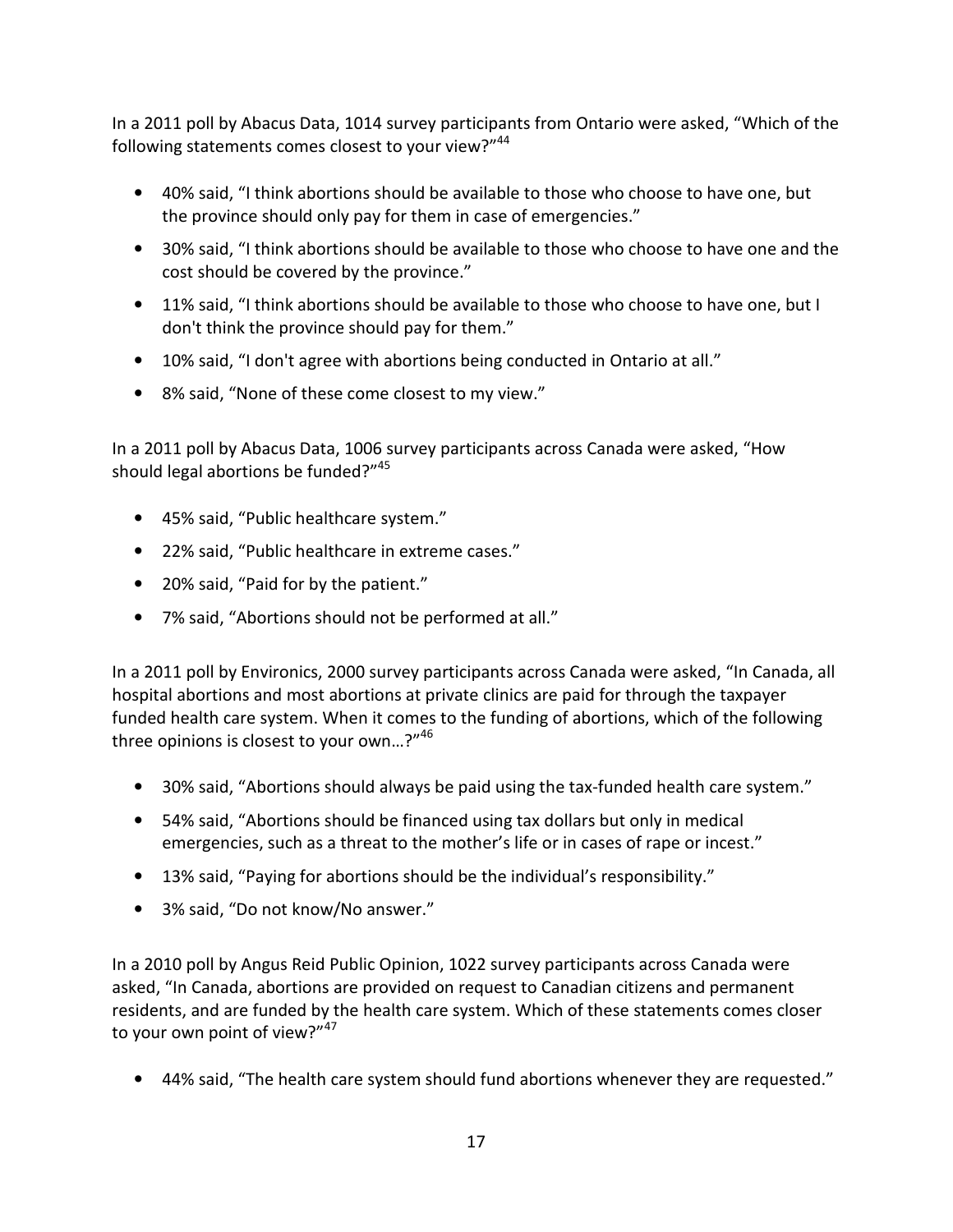In a 2011 poll by Abacus Data, 1014 survey participants from Ontario were asked, “Which of the following statements comes closest to your view?”[44]

- 40% said, “I think abortions should be available to those who choose to have one, but the province should only pay for them in case of emergencies.”
- 30% said, “I think abortions should be available to those who choose to have one and the cost should be covered by the province.”
- 11% said, “I think abortions should be available to those who choose to have one, but I don't think the province should pay for them.”
- 10% said, “I don't agree with abortions being conducted in Ontario at all.”
- 8% said, “None of these come closest to my view.”

In a 2011 poll by Abacus Data, 1006 survey participants across Canada were asked, “How should legal abortions be funded?”[45]

- 45% said, “Public healthcare system.”
- 22% said, “Public healthcare in extreme cases.”
- 20% said, “Paid for by the patient.”
- 7% said, “Abortions should not be performed at all.”

In a 2011 poll by Environics, 2000 survey participants across Canada were asked, “In Canada, all hospital abortions and most abortions at private clinics are paid for through the taxpayer funded health care system. When it comes to the funding of abortions, which of the following three opinions is closest to your own…?”[46]

- 30% said, “Abortions should always be paid using the tax-funded health care system.”
- 54% said, “Abortions should be financed using tax dollars but only in medical emergencies, such as a threat to the mother’s life or in cases of rape or incest.”
- 13% said, “Paying for abortions should be the individual’s responsibility.”
- 3% said, “Do not know/No answer.”

In a 2010 poll by Angus Reid Public Opinion, 1022 survey participants across Canada were asked, “In Canada, abortions are provided on request to Canadian citizens and permanent residents, and are funded by the health care system. Which of these statements comes closer to your own point of view?”[47]

- 44% said, “The health care system should fund abortions whenever they are requested.”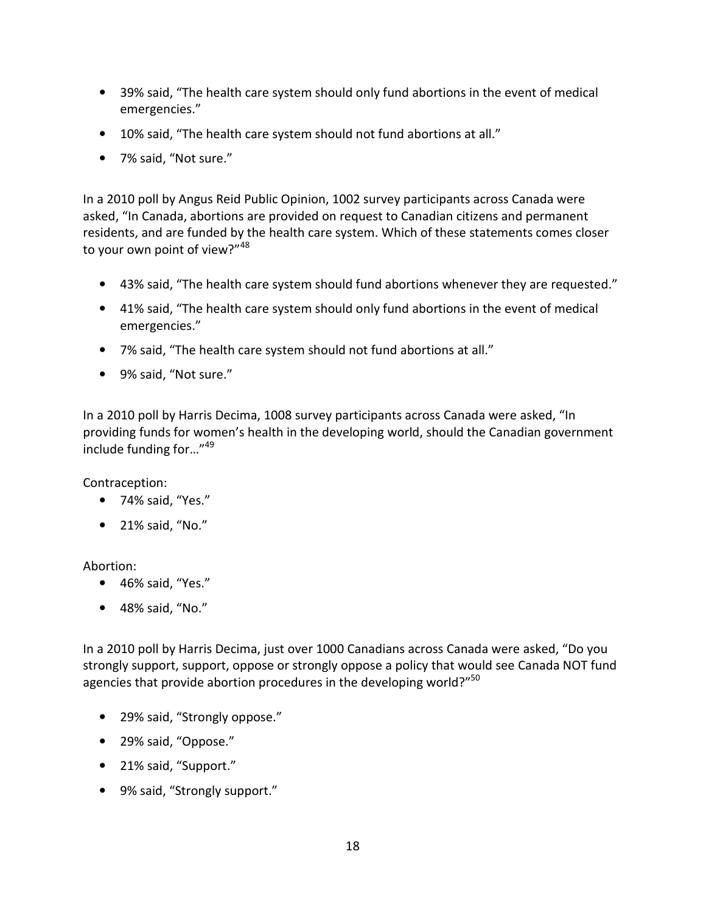- 39% said, "The health care system should only fund abortions in the event of medical emergencies."
- 10% said, "The health care system should not fund abortions at all."
- 7% said, "Not sure."

In a 2010 poll by Angus Reid Public Opinion, 1002 survey participants across Canada were asked, "In Canada, abortions are provided on request to Canadian citizens and permanent residents, and are funded by the health care system. Which of these statements comes closer to your own point of view?"[48]

- 43% said, "The health care system should fund abortions whenever they are requested."
- 41% said, "The health care system should only fund abortions in the event of medical emergencies."
- 7% said, "The health care system should not fund abortions at all."
- 9% said, "Not sure."

In a 2010 poll by Harris Decima, 1008 survey participants across Canada were asked, "In providing funds for women's health in the developing world, should the Canadian government include funding for…"[49]

Contraception:

- 74% said, "Yes."
- 21% said, "No."

Abortion:

- 46% said, "Yes."
- 48% said, "No."

In a 2010 poll by Harris Decima, just over 1000 Canadians across Canada were asked, "Do you strongly support, support, oppose or strongly oppose a policy that would see Canada NOT fund agencies that provide abortion procedures in the developing world?"[50]

- 29% said, "Strongly oppose."
- 29% said, "Oppose."
- 21% said, "Support."
- 9% said, "Strongly support."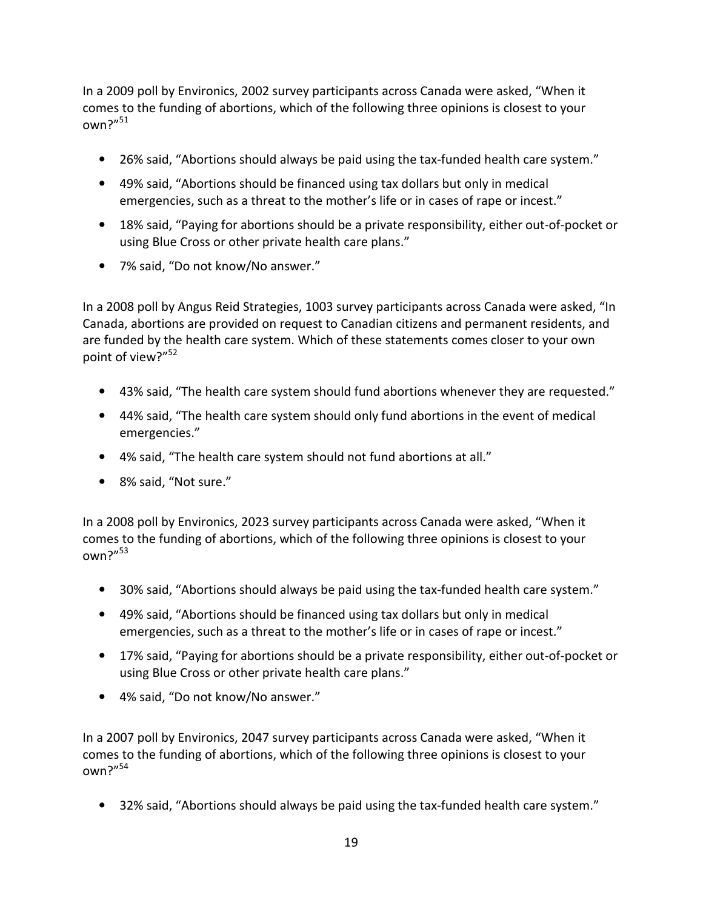In a 2009 poll by Environics, 2002 survey participants across Canada were asked, "When it comes to the funding of abortions, which of the following three opinions is closest to your own?"[51]

- 26% said, "Abortions should always be paid using the tax-funded health care system."
- 49% said, "Abortions should be financed using tax dollars but only in medical emergencies, such as a threat to the mother's life or in cases of rape or incest."
- 18% said, "Paying for abortions should be a private responsibility, either out-of-pocket or using Blue Cross or other private health care plans."
- 7% said, "Do not know/No answer."

In a 2008 poll by Angus Reid Strategies, 1003 survey participants across Canada were asked, "In Canada, abortions are provided on request to Canadian citizens and permanent residents, and are funded by the health care system. Which of these statements comes closer to your own point of view?"[52]

- 43% said, "The health care system should fund abortions whenever they are requested."
- 44% said, "The health care system should only fund abortions in the event of medical emergencies."
- 4% said, "The health care system should not fund abortions at all."
- 8% said, "Not sure."

In a 2008 poll by Environics, 2023 survey participants across Canada were asked, "When it comes to the funding of abortions, which of the following three opinions is closest to your own?"[53]

- 30% said, "Abortions should always be paid using the tax-funded health care system."
- 49% said, "Abortions should be financed using tax dollars but only in medical emergencies, such as a threat to the mother's life or in cases of rape or incest."
- 17% said, "Paying for abortions should be a private responsibility, either out-of-pocket or using Blue Cross or other private health care plans."
- 4% said, "Do not know/No answer."

In a 2007 poll by Environics, 2047 survey participants across Canada were asked, "When it comes to the funding of abortions, which of the following three opinions is closest to your own?"[54]

- 32% said, "Abortions should always be paid using the tax-funded health care system."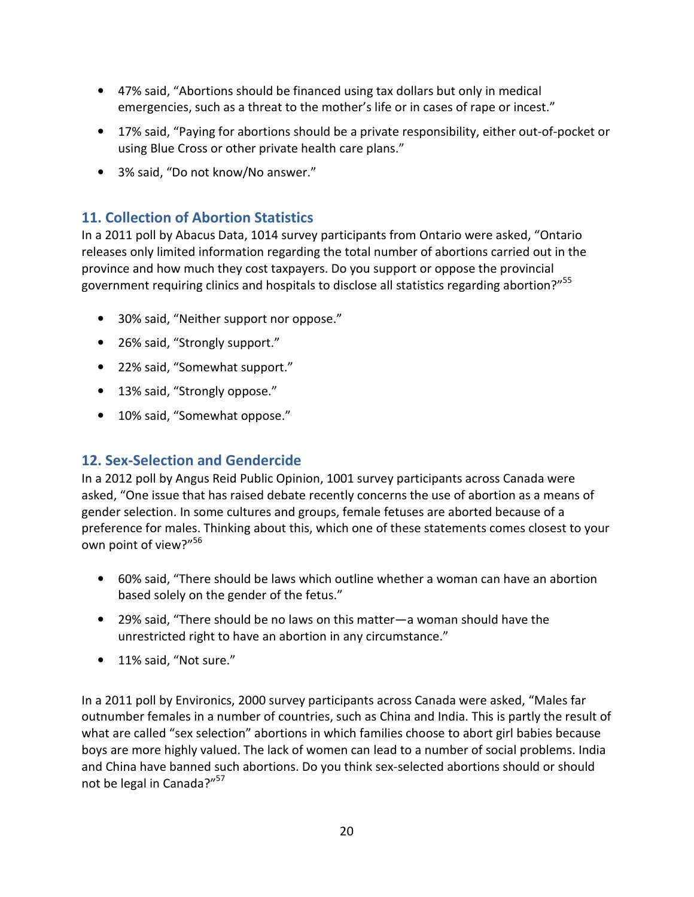- 47% said, "Abortions should be financed using tax dollars but only in medical emergencies, such as a threat to the mother's life or in cases of rape or incest."
- 17% said, "Paying for abortions should be a private responsibility, either out-of-pocket or using Blue Cross or other private health care plans."
- 3% said, "Do not know/No answer."

## 11. Collection of Abortion Statistics

In a 2011 poll by Abacus Data, 1014 survey participants from Ontario were asked, "Ontario releases only limited information regarding the total number of abortions carried out in the province and how much they cost taxpayers. Do you support or oppose the provincial government requiring clinics and hospitals to disclose all statistics regarding abortion?"[55]

- 30% said, "Neither support nor oppose."
- 26% said, "Strongly support."
- 22% said, "Somewhat support."
- 13% said, "Strongly oppose."
- 10% said, "Somewhat oppose."

## 12. Sex-Selection and Gendercide

In a 2012 poll by Angus Reid Public Opinion, 1001 survey participants across Canada were asked, "One issue that has raised debate recently concerns the use of abortion as a means of gender selection. In some cultures and groups, female fetuses are aborted because of a preference for males. Thinking about this, which one of these statements comes closest to your own point of view?"[56]

- 60% said, "There should be laws which outline whether a woman can have an abortion based solely on the gender of the fetus."
- 29% said, "There should be no laws on this matter—a woman should have the unrestricted right to have an abortion in any circumstance."
- 11% said, "Not sure."

In a 2011 poll by Environics, 2000 survey participants across Canada were asked, "Males far outnumber females in a number of countries, such as China and India. This is partly the result of what are called "sex selection" abortions in which families choose to abort girl babies because boys are more highly valued. The lack of women can lead to a number of social problems. India and China have banned such abortions. Do you think sex-selected abortions should or should not be legal in Canada?"[57]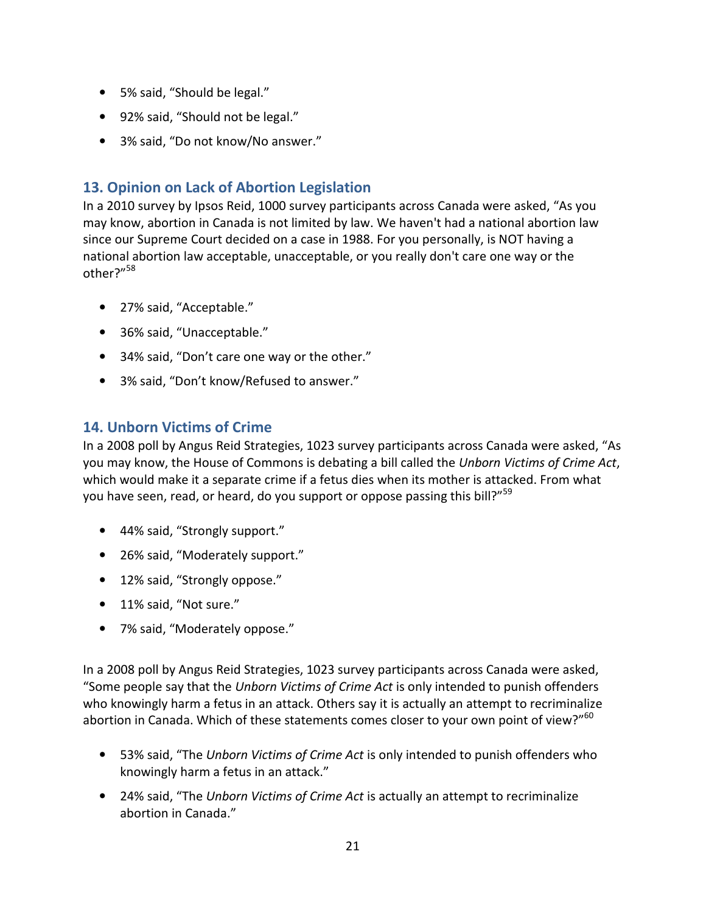- 5% said, “Should be legal.”
- 92% said, “Should not be legal.”
- 3% said, “Do not know/No answer.”

### 13. Opinion on Lack of Abortion Legislation

In a 2010 survey by Ipsos Reid, 1000 survey participants across Canada were asked, “As you may know, abortion in Canada is not limited by law. We haven't had a national abortion law since our Supreme Court decided on a case in 1988. For you personally, is NOT having a national abortion law acceptable, unacceptable, or you really don't care one way or the other?”[58]

- 27% said, “Acceptable.”
- 36% said, “Unacceptable.”
- 34% said, “Don’t care one way or the other.”
- 3% said, “Don’t know/Refused to answer.”

### 14. Unborn Victims of Crime

In a 2008 poll by Angus Reid Strategies, 1023 survey participants across Canada were asked, “As you may know, the House of Commons is debating a bill called the *Unborn Victims of Crime Act*, which would make it a separate crime if a fetus dies when its mother is attacked. From what you have seen, read, or heard, do you support or oppose passing this bill?”[59]

- 44% said, “Strongly support.”
- 26% said, “Moderately support.”
- 12% said, “Strongly oppose.”
- 11% said, “Not sure.”
- 7% said, “Moderately oppose.”

In a 2008 poll by Angus Reid Strategies, 1023 survey participants across Canada were asked, “Some people say that the *Unborn Victims of Crime Act* is only intended to punish offenders who knowingly harm a fetus in an attack. Others say it is actually an attempt to recriminalize abortion in Canada. Which of these statements comes closer to your own point of view?”[60]

- 53% said, “The *Unborn Victims of Crime Act* is only intended to punish offenders who knowingly harm a fetus in an attack.”
- 24% said, “The *Unborn Victims of Crime Act* is actually an attempt to recriminalize abortion in Canada.”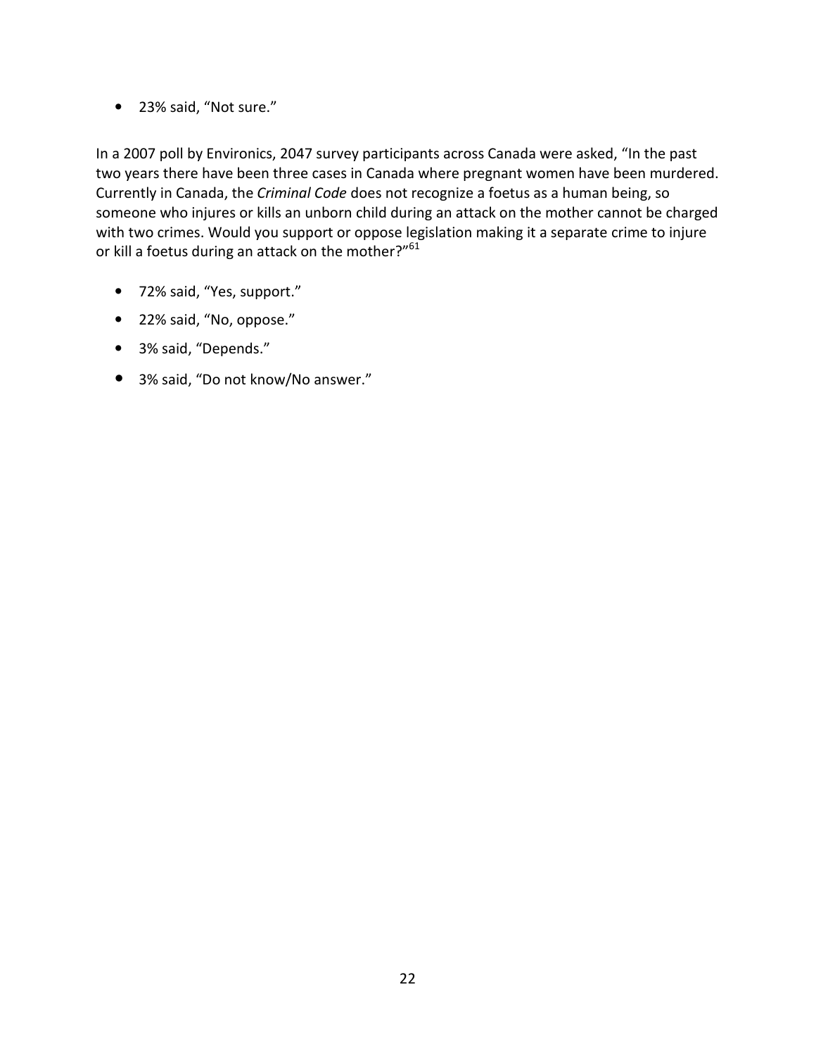- 23% said, “Not sure.”

In a 2007 poll by Environics, 2047 survey participants across Canada were asked, “In the past two years there have been three cases in Canada where pregnant women have been murdered. Currently in Canada, the *Criminal Code* does not recognize a foetus as a human being, so someone who injures or kills an unborn child during an attack on the mother cannot be charged with two crimes. Would you support or oppose legislation making it a separate crime to injure or kill a foetus during an attack on the mother?”[61]

- 72% said, “Yes, support.”
- 22% said, “No, oppose.”
- 3% said, “Depends.”
- 3% said, “Do not know/No answer.”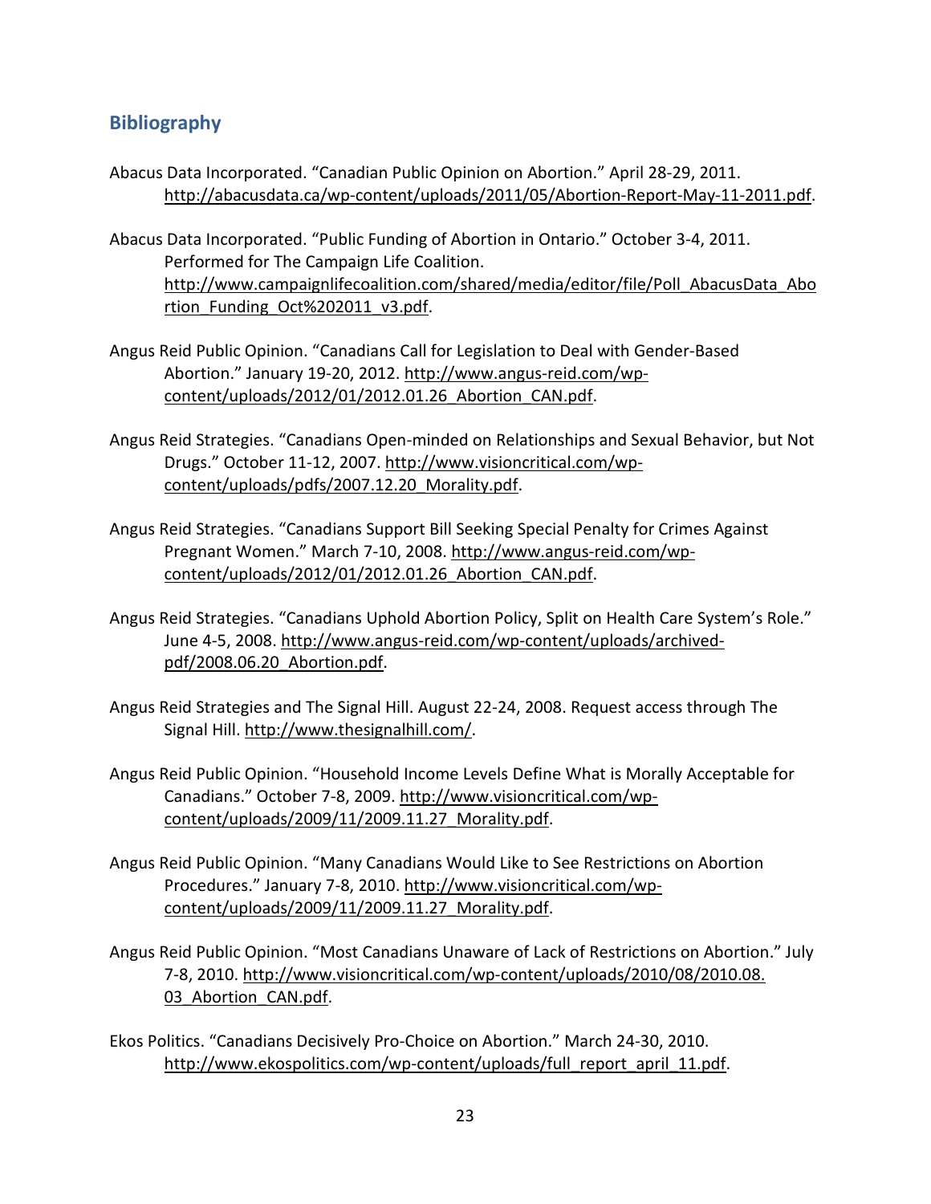## Bibliography

Abacus Data Incorporated. "Canadian Public Opinion on Abortion." April 28-29, 2011. http://abacusdata.ca/wp-content/uploads/2011/05/Abortion-Report-May-11-2011.pdf.

Abacus Data Incorporated. "Public Funding of Abortion in Ontario." October 3-4, 2011. Performed for The Campaign Life Coalition. http://www.campaignlifecoalition.com/shared/media/editor/file/Poll_AbacusData_Abortion_Funding_Oct%202011_v3.pdf.

Angus Reid Public Opinion. "Canadians Call for Legislation to Deal with Gender-Based Abortion." January 19-20, 2012. http://www.angus-reid.com/wp-content/uploads/2012/01/2012.01.26_Abortion_CAN.pdf.

Angus Reid Strategies. "Canadians Open-minded on Relationships and Sexual Behavior, but Not Drugs." October 11-12, 2007. http://www.visioncritical.com/wp-content/uploads/pdfs/2007.12.20_Morality.pdf.

Angus Reid Strategies. "Canadians Support Bill Seeking Special Penalty for Crimes Against Pregnant Women." March 7-10, 2008. http://www.angus-reid.com/wp-content/uploads/2012/01/2012.01.26_Abortion_CAN.pdf.

Angus Reid Strategies. "Canadians Uphold Abortion Policy, Split on Health Care System's Role." June 4-5, 2008. http://www.angus-reid.com/wp-content/uploads/archived-pdf/2008.06.20_Abortion.pdf.

Angus Reid Strategies and The Signal Hill. August 22-24, 2008. Request access through The Signal Hill. http://www.thesignalhill.com/.

Angus Reid Public Opinion. "Household Income Levels Define What is Morally Acceptable for Canadians." October 7-8, 2009. http://www.visioncritical.com/wp-content/uploads/2009/11/2009.11.27_Morality.pdf.

Angus Reid Public Opinion. "Many Canadians Would Like to See Restrictions on Abortion Procedures." January 7-8, 2010. http://www.visioncritical.com/wp-content/uploads/2009/11/2009.11.27_Morality.pdf.

Angus Reid Public Opinion. "Most Canadians Unaware of Lack of Restrictions on Abortion." July 7-8, 2010. http://www.visioncritical.com/wp-content/uploads/2010/08/2010.08.03_Abortion_CAN.pdf.

Ekos Politics. "Canadians Decisively Pro-Choice on Abortion." March 24-30, 2010. http://www.ekospolitics.com/wp-content/uploads/full_report_april_11.pdf.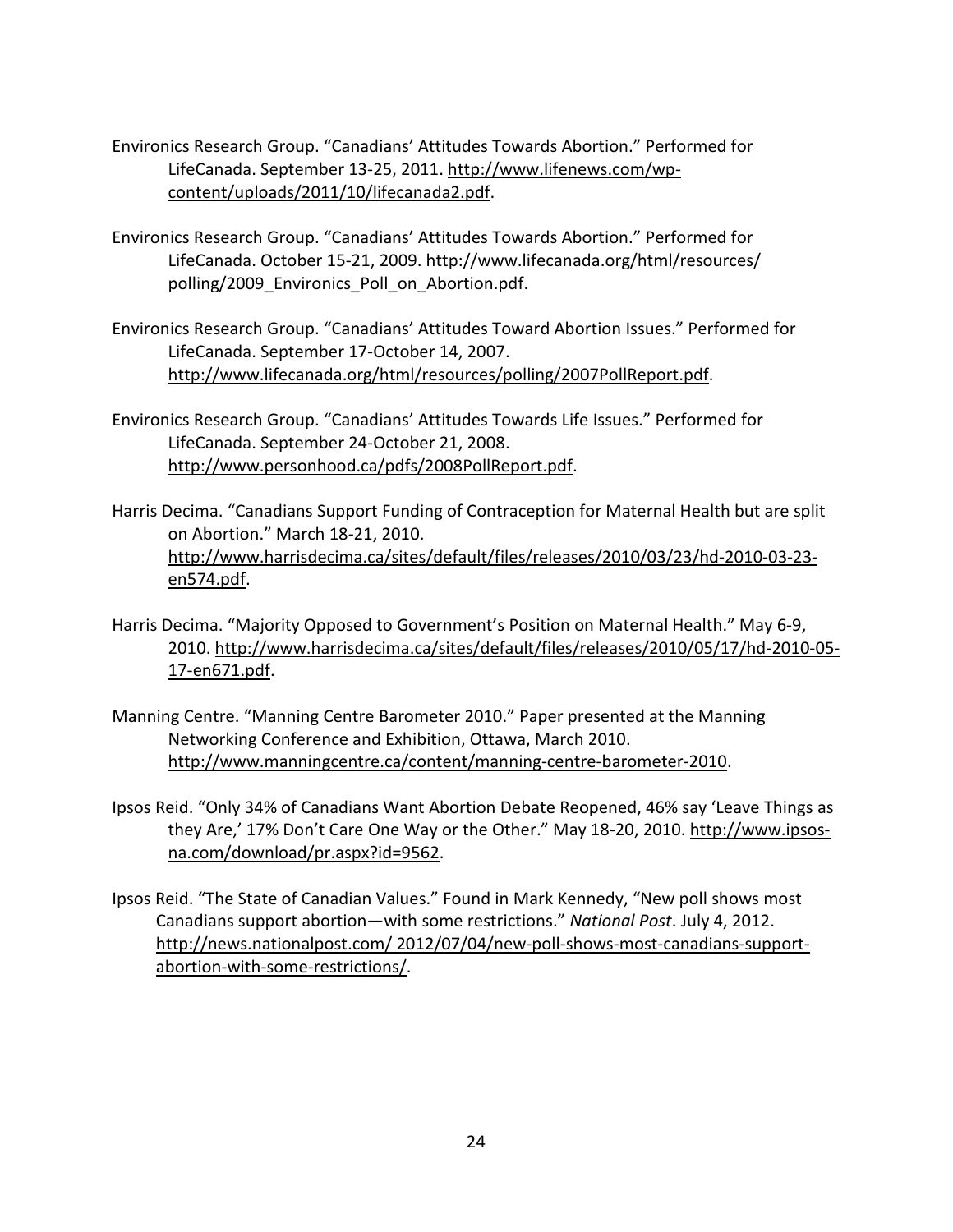Environics Research Group. “Canadians’ Attitudes Towards Abortion.” Performed for LifeCanada. September 13-25, 2011. http://www.lifenews.com/wp-content/uploads/2011/10/lifecanada2.pdf.

Environics Research Group. “Canadians’ Attitudes Towards Abortion.” Performed for LifeCanada. October 15-21, 2009. http://www.lifecanada.org/html/resources/polling/2009_Environics_Poll_on_Abortion.pdf.

Environics Research Group. “Canadians’ Attitudes Toward Abortion Issues.” Performed for LifeCanada. September 17-October 14, 2007. http://www.lifecanada.org/html/resources/polling/2007PollReport.pdf.

Environics Research Group. “Canadians’ Attitudes Towards Life Issues.” Performed for LifeCanada. September 24-October 21, 2008. http://www.personhood.ca/pdfs/2008PollReport.pdf.

Harris Decima. “Canadians Support Funding of Contraception for Maternal Health but are split on Abortion.” March 18-21, 2010. http://www.harrisdecima.ca/sites/default/files/releases/2010/03/23/hd-2010-03-23-en574.pdf.

Harris Decima. “Majority Opposed to Government’s Position on Maternal Health.” May 6-9, 2010. http://www.harrisdecima.ca/sites/default/files/releases/2010/05/17/hd-2010-05-17-en671.pdf.

Manning Centre. “Manning Centre Barometer 2010.” Paper presented at the Manning Networking Conference and Exhibition, Ottawa, March 2010. http://www.manningcentre.ca/content/manning-centre-barometer-2010.

Ipsos Reid. “Only 34% of Canadians Want Abortion Debate Reopened, 46% say ‘Leave Things as they Are,’ 17% Don’t Care One Way or the Other.” May 18-20, 2010. http://www.ipsos-na.com/download/pr.aspx?id=9562.

Ipsos Reid. “The State of Canadian Values.” Found in Mark Kennedy, “New poll shows most Canadians support abortion—with some restrictions.” *National Post*. July 4, 2012. http://news.nationalpost.com/ 2012/07/04/new-poll-shows-most-canadians-support-abortion-with-some-restrictions/.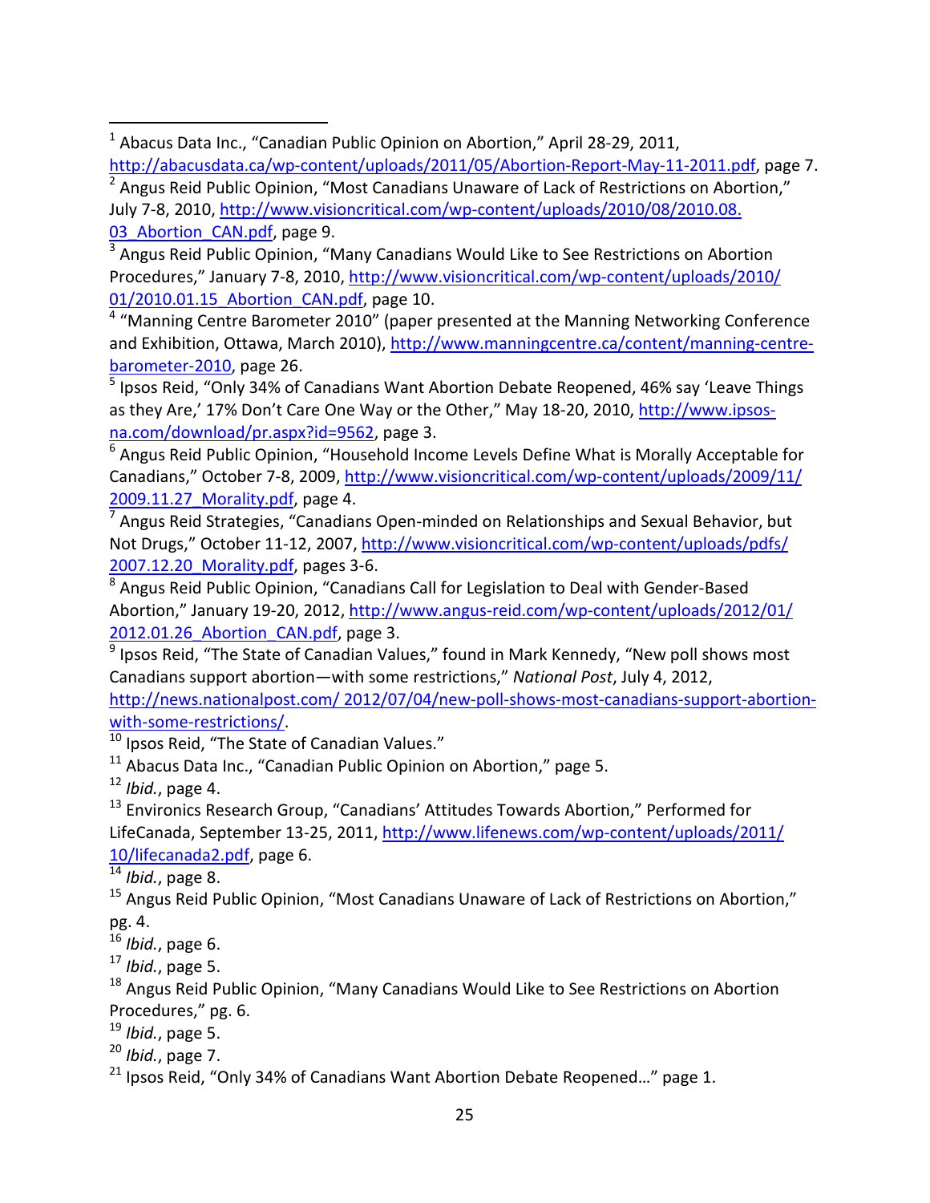[1] Abacus Data Inc., “Canadian Public Opinion on Abortion,” April 28-29, 2011, http://abacusdata.ca/wp-content/uploads/2011/05/Abortion-Report-May-11-2011.pdf, page 7.

[2] Angus Reid Public Opinion, “Most Canadians Unaware of Lack of Restrictions on Abortion,” July 7-8, 2010, http://www.visioncritical.com/wp-content/uploads/2010/08/2010.08.03_Abortion_CAN.pdf, page 9.

[3] Angus Reid Public Opinion, “Many Canadians Would Like to See Restrictions on Abortion Procedures,” January 7-8, 2010, http://www.visioncritical.com/wp-content/uploads/2010/01/2010.01.15_Abortion_CAN.pdf, page 10.

[4] “Manning Centre Barometer 2010” (paper presented at the Manning Networking Conference and Exhibition, Ottawa, March 2010), http://www.manningcentre.ca/content/manning-centre-barometer-2010, page 26.

[5] Ipsos Reid, “Only 34% of Canadians Want Abortion Debate Reopened, 46% say ‘Leave Things as they Are,’ 17% Don’t Care One Way or the Other,” May 18-20, 2010, http://www.ipsos-na.com/download/pr.aspx?id=9562, page 3.

[6] Angus Reid Public Opinion, “Household Income Levels Define What is Morally Acceptable for Canadians,” October 7-8, 2009, http://www.visioncritical.com/wp-content/uploads/2009/11/2009.11.27_Morality.pdf, page 4.

[7] Angus Reid Strategies, “Canadians Open-minded on Relationships and Sexual Behavior, but Not Drugs,” October 11-12, 2007, http://www.visioncritical.com/wp-content/uploads/pdfs/2007.12.20_Morality.pdf, pages 3-6.

[8] Angus Reid Public Opinion, “Canadians Call for Legislation to Deal with Gender-Based Abortion,” January 19-20, 2012, http://www.angus-reid.com/wp-content/uploads/2012/01/2012.01.26_Abortion_CAN.pdf, page 3.

[9] Ipsos Reid, “The State of Canadian Values,” found in Mark Kennedy, “New poll shows most Canadians support abortion—with some restrictions,” *National Post*, July 4, 2012, http://news.nationalpost.com/ 2012/07/04/new-poll-shows-most-canadians-support-abortion-with-some-restrictions/.

[10] Ipsos Reid, “The State of Canadian Values.”

[11] Abacus Data Inc., “Canadian Public Opinion on Abortion,” page 5.

[12] *Ibid.*, page 4.

[13] Environics Research Group, “Canadians’ Attitudes Towards Abortion,” Performed for LifeCanada, September 13-25, 2011, http://www.lifenews.com/wp-content/uploads/2011/10/lifecanada2.pdf, page 6.

[14] *Ibid.*, page 8.

[15] Angus Reid Public Opinion, “Most Canadians Unaware of Lack of Restrictions on Abortion,” pg. 4.

[16] *Ibid.*, page 6.

[17] *Ibid.*, page 5.

[18] Angus Reid Public Opinion, “Many Canadians Would Like to See Restrictions on Abortion Procedures,” pg. 6.

[19] *Ibid.*, page 5.

[20] *Ibid.*, page 7.

[21] Ipsos Reid, “Only 34% of Canadians Want Abortion Debate Reopened…” page 1.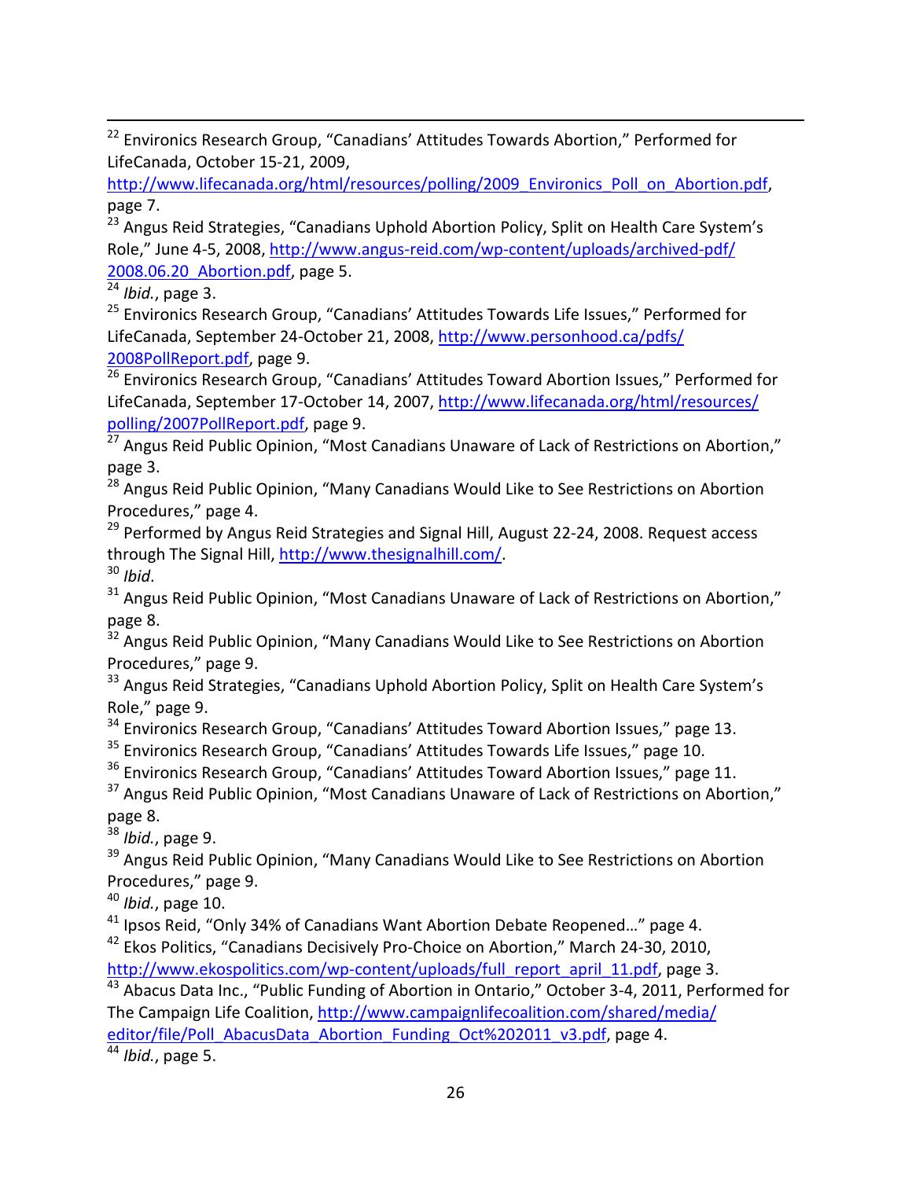[22] Environics Research Group, "Canadians' Attitudes Towards Abortion," Performed for LifeCanada, October 15-21, 2009, http://www.lifecanada.org/html/resources/polling/2009_Environics_Poll_on_Abortion.pdf, page 7.

[23] Angus Reid Strategies, "Canadians Uphold Abortion Policy, Split on Health Care System's Role," June 4-5, 2008, http://www.angus-reid.com/wp-content/uploads/archived-pdf/2008.06.20_Abortion.pdf, page 5.

[24] *Ibid.*, page 3.

[25] Environics Research Group, "Canadians' Attitudes Towards Life Issues," Performed for LifeCanada, September 24-October 21, 2008, http://www.personhood.ca/pdfs/2008PollReport.pdf, page 9.

[26] Environics Research Group, "Canadians' Attitudes Toward Abortion Issues," Performed for LifeCanada, September 17-October 14, 2007, http://www.lifecanada.org/html/resources/polling/2007PollReport.pdf, page 9.

[27] Angus Reid Public Opinion, "Most Canadians Unaware of Lack of Restrictions on Abortion," page 3.

[28] Angus Reid Public Opinion, "Many Canadians Would Like to See Restrictions on Abortion Procedures," page 4.

[29] Performed by Angus Reid Strategies and Signal Hill, August 22-24, 2008. Request access through The Signal Hill, http://www.thesignalhill.com/.

[30] *Ibid*.

[31] Angus Reid Public Opinion, "Most Canadians Unaware of Lack of Restrictions on Abortion," page 8.

[32] Angus Reid Public Opinion, "Many Canadians Would Like to See Restrictions on Abortion Procedures," page 9.

[33] Angus Reid Strategies, "Canadians Uphold Abortion Policy, Split on Health Care System's Role," page 9.

[34] Environics Research Group, "Canadians' Attitudes Toward Abortion Issues," page 13.

[35] Environics Research Group, "Canadians' Attitudes Towards Life Issues," page 10.

[36] Environics Research Group, "Canadians' Attitudes Toward Abortion Issues," page 11.

[37] Angus Reid Public Opinion, "Most Canadians Unaware of Lack of Restrictions on Abortion," page 8.

[38] *Ibid.*, page 9.

[39] Angus Reid Public Opinion, "Many Canadians Would Like to See Restrictions on Abortion Procedures," page 9.

[40] *Ibid.*, page 10.

[41] Ipsos Reid, "Only 34% of Canadians Want Abortion Debate Reopened…" page 4.

[42] Ekos Politics, "Canadians Decisively Pro-Choice on Abortion," March 24-30, 2010, http://www.ekospolitics.com/wp-content/uploads/full_report_april_11.pdf, page 3.

[43] Abacus Data Inc., "Public Funding of Abortion in Ontario," October 3-4, 2011, Performed for The Campaign Life Coalition, http://www.campaignlifecoalition.com/shared/media/editor/file/Poll_AbacusData_Abortion_Funding_Oct%202011_v3.pdf, page 4.

[44] *Ibid.*, page 5.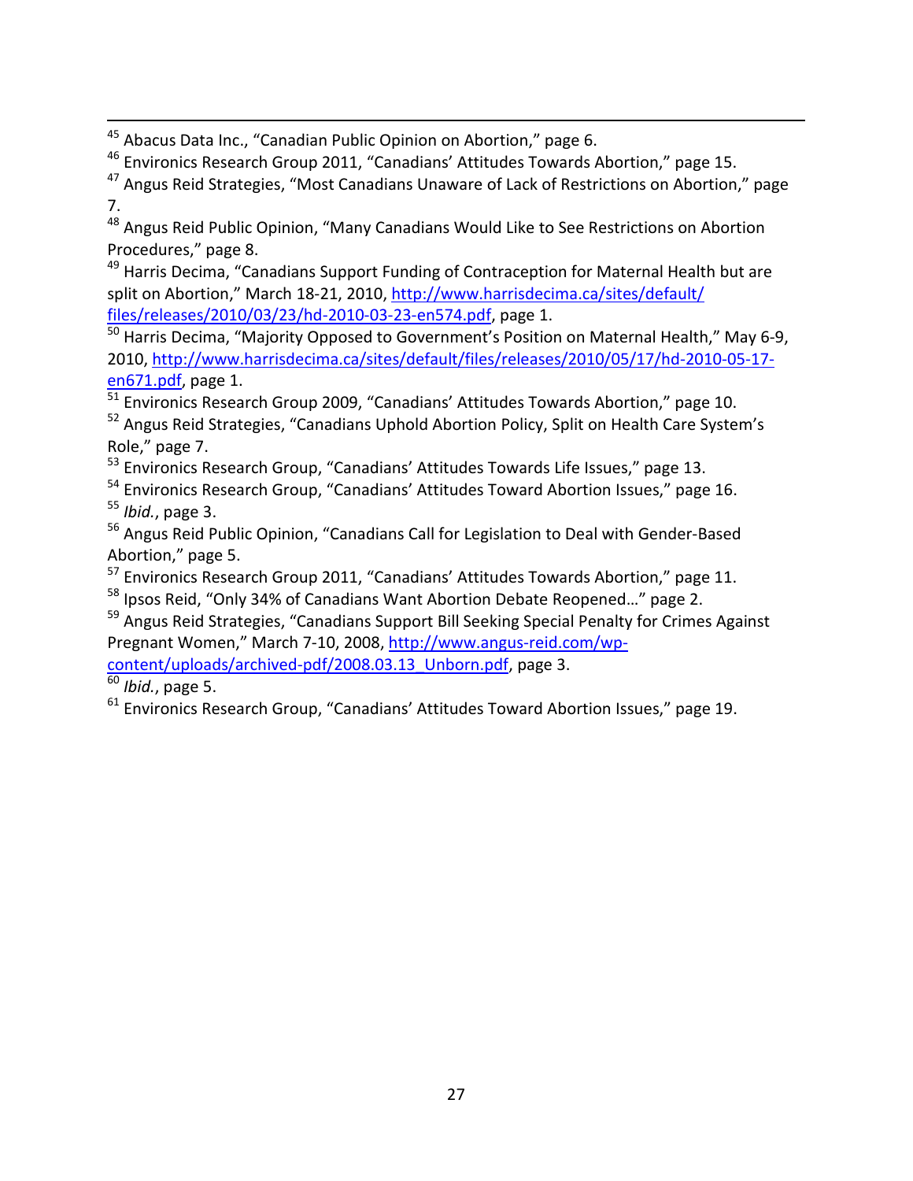[45] Abacus Data Inc., "Canadian Public Opinion on Abortion," page 6.

[46] Environics Research Group 2011, "Canadians' Attitudes Towards Abortion," page 15.

[47] Angus Reid Strategies, "Most Canadians Unaware of Lack of Restrictions on Abortion," page 7.

[48] Angus Reid Public Opinion, "Many Canadians Would Like to See Restrictions on Abortion Procedures," page 8.

[49] Harris Decima, "Canadians Support Funding of Contraception for Maternal Health but are split on Abortion," March 18-21, 2010, http://www.harrisdecima.ca/sites/default/files/releases/2010/03/23/hd-2010-03-23-en574.pdf, page 1.

[50] Harris Decima, "Majority Opposed to Government's Position on Maternal Health," May 6-9, 2010, http://www.harrisdecima.ca/sites/default/files/releases/2010/05/17/hd-2010-05-17-en671.pdf, page 1.

[51] Environics Research Group 2009, "Canadians' Attitudes Towards Abortion," page 10.

[52] Angus Reid Strategies, "Canadians Uphold Abortion Policy, Split on Health Care System's Role," page 7.

[53] Environics Research Group, "Canadians' Attitudes Towards Life Issues," page 13.

[54] Environics Research Group, "Canadians' Attitudes Toward Abortion Issues," page 16.

[55] *Ibid.*, page 3.

[56] Angus Reid Public Opinion, "Canadians Call for Legislation to Deal with Gender-Based Abortion," page 5.

[57] Environics Research Group 2011, "Canadians' Attitudes Towards Abortion," page 11.

[58] Ipsos Reid, "Only 34% of Canadians Want Abortion Debate Reopened…" page 2.

[59] Angus Reid Strategies, "Canadians Support Bill Seeking Special Penalty for Crimes Against Pregnant Women," March 7-10, 2008, http://www.angus-reid.com/wp-content/uploads/archived-pdf/2008.03.13_Unborn.pdf, page 3.

[60] *Ibid.*, page 5.

[61] Environics Research Group, "Canadians' Attitudes Toward Abortion Issues," page 19.